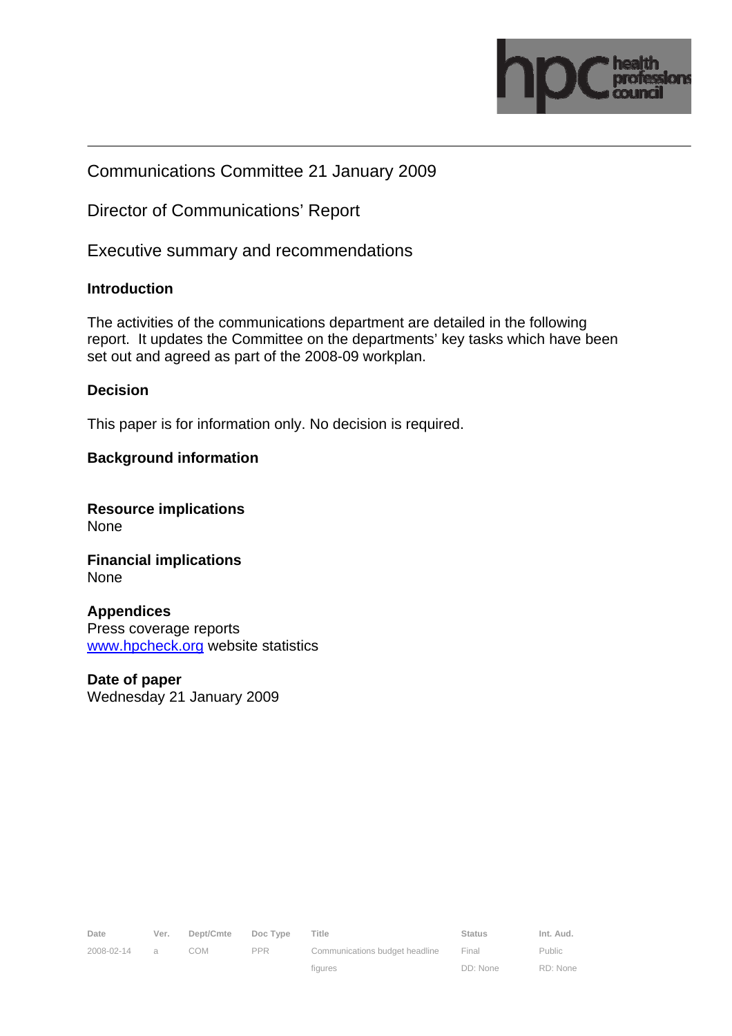# Communications Committee 21 January 2009

## Director of Communications' Report

## Executive summary and recommendations

### Introduction

The activities of the communications department are detailed in the following report. It updates the Committee on the departments' key tasks which have been set out and agreed as part of the 2008-09 workplan.

### Decision

This paper is for information only. No decision is required.

### Background information

**Resource implications**
None

**Financial implications**
None

**Appendices**
Press coverage reports
www.hpcheck.org website statistics

**Date of paper**
Wednesday 21 January 2009

| Date | Ver. | Dept/Cmte | Doc Type | Title | Status | Int. Aud. |
|---|---|---|---|---|---|---|
| 2008-02-14 | a | COM | PPR | Communications budget headline figures | Final DD: None | Public RD: None |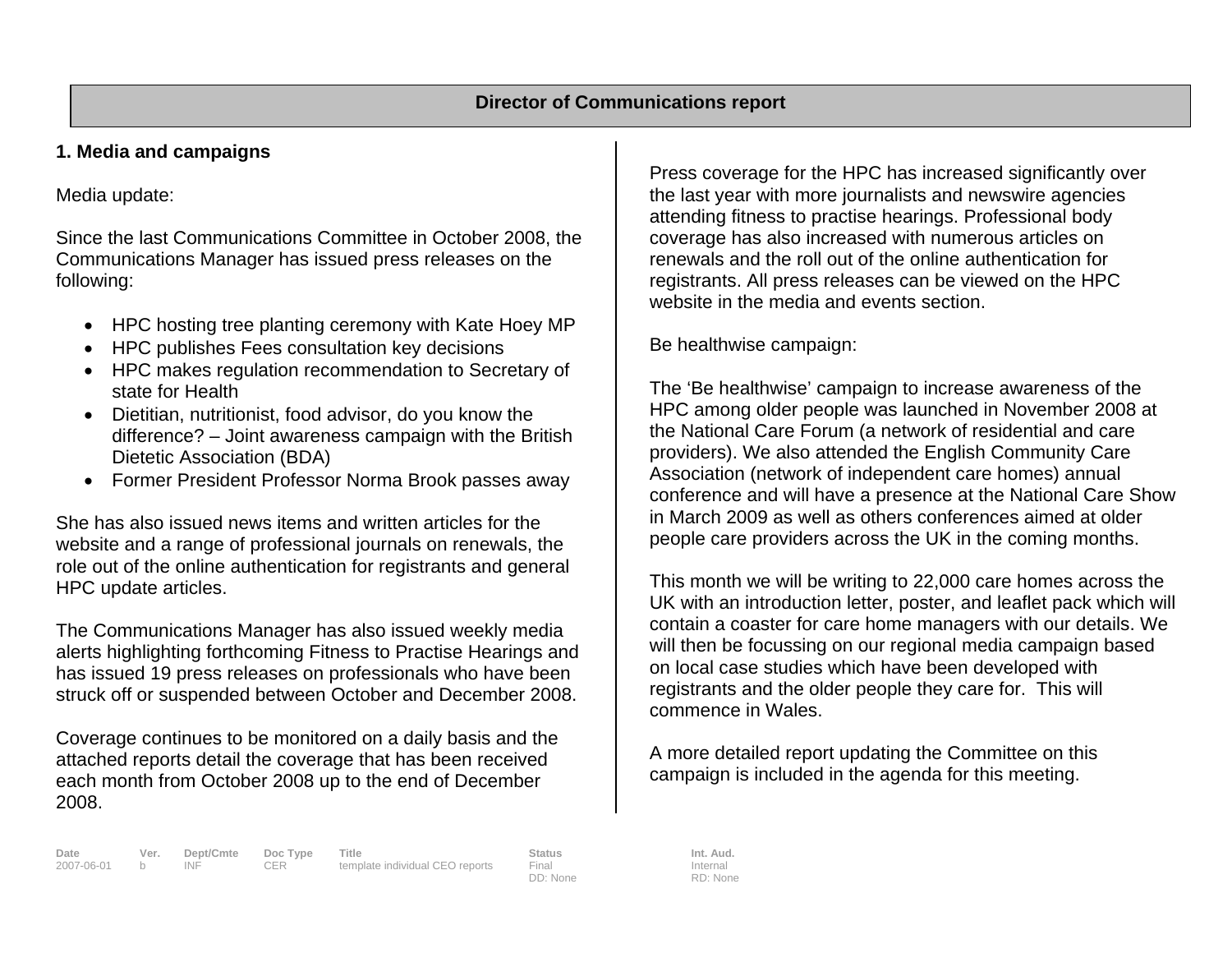## Director of Communications report

### 1. Media and campaigns

Media update:

Since the last Communications Committee in October 2008, the Communications Manager has issued press releases on the following:

- HPC hosting tree planting ceremony with Kate Hoey MP
- HPC publishes Fees consultation key decisions
- HPC makes regulation recommendation to Secretary of state for Health
- Dietitian, nutritionist, food advisor, do you know the difference? – Joint awareness campaign with the British Dietetic Association (BDA)
- Former President Professor Norma Brook passes away

She has also issued news items and written articles for the website and a range of professional journals on renewals, the role out of the online authentication for registrants and general HPC update articles.

The Communications Manager has also issued weekly media alerts highlighting forthcoming Fitness to Practise Hearings and has issued 19 press releases on professionals who have been struck off or suspended between October and December 2008.

Coverage continues to be monitored on a daily basis and the attached reports detail the coverage that has been received each month from October 2008 up to the end of December 2008.

Press coverage for the HPC has increased significantly over the last year with more journalists and newswire agencies attending fitness to practise hearings. Professional body coverage has also increased with numerous articles on renewals and the roll out of the online authentication for registrants. All press releases can be viewed on the HPC website in the media and events section.

Be healthwise campaign:

The 'Be healthwise' campaign to increase awareness of the HPC among older people was launched in November 2008 at the National Care Forum (a network of residential and care providers). We also attended the English Community Care Association (network of independent care homes) annual conference and will have a presence at the National Care Show in March 2009 as well as others conferences aimed at older people care providers across the UK in the coming months.

This month we will be writing to 22,000 care homes across the UK with an introduction letter, poster, and leaflet pack which will contain a coaster for care home managers with our details. We will then be focussing on our regional media campaign based on local case studies which have been developed with registrants and the older people they care for. This will commence in Wales.

A more detailed report updating the Committee on this campaign is included in the agenda for this meeting.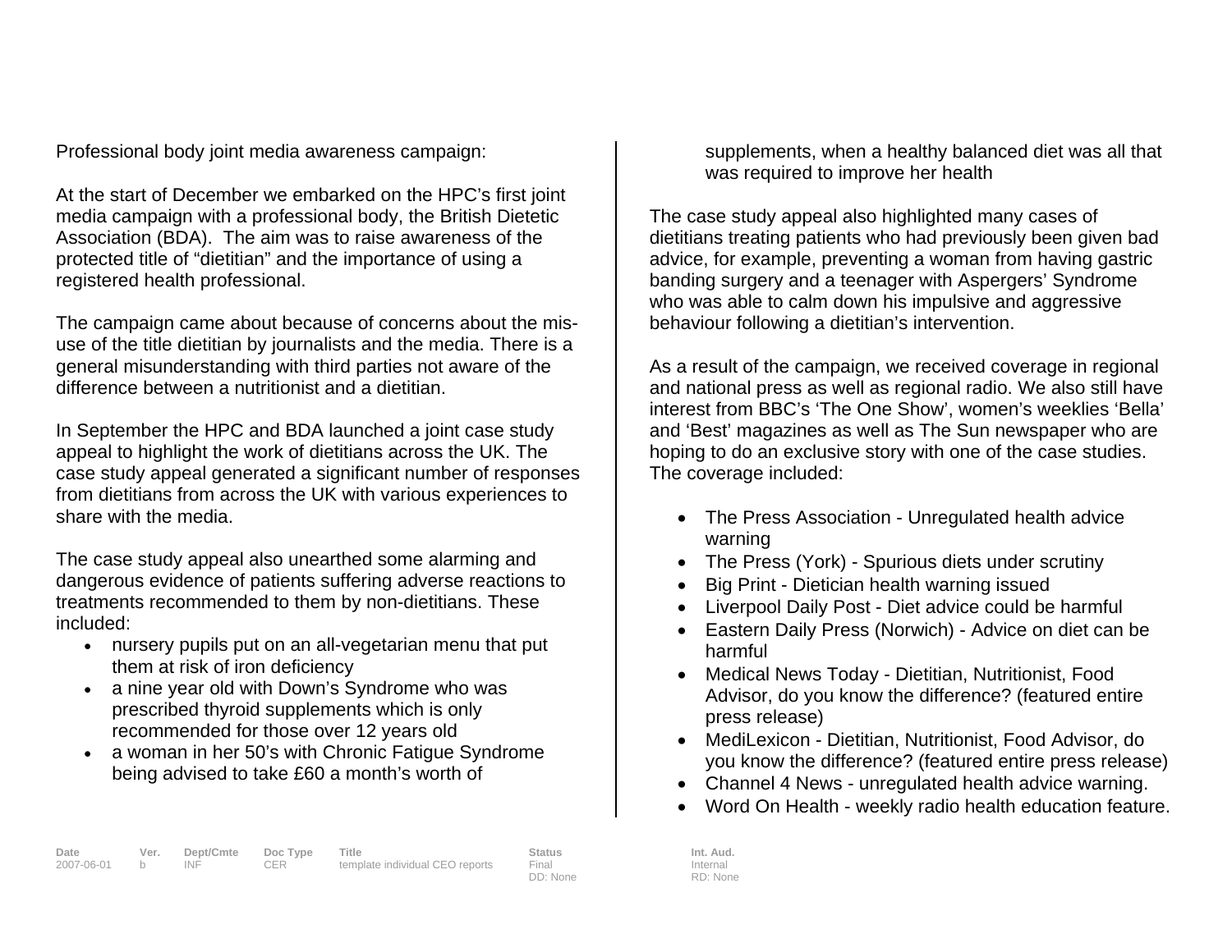Professional body joint media awareness campaign:

At the start of December we embarked on the HPC's first joint media campaign with a professional body, the British Dietetic Association (BDA). The aim was to raise awareness of the protected title of "dietitian" and the importance of using a registered health professional.

The campaign came about because of concerns about the mis-use of the title dietitian by journalists and the media. There is a general misunderstanding with third parties not aware of the difference between a nutritionist and a dietitian.

In September the HPC and BDA launched a joint case study appeal to highlight the work of dietitians across the UK. The case study appeal generated a significant number of responses from dietitians from across the UK with various experiences to share with the media.

The case study appeal also unearthed some alarming and dangerous evidence of patients suffering adverse reactions to treatments recommended to them by non-dietitians. These included:

- nursery pupils put on an all-vegetarian menu that put them at risk of iron deficiency
- a nine year old with Down's Syndrome who was prescribed thyroid supplements which is only recommended for those over 12 years old
- a woman in her 50's with Chronic Fatigue Syndrome being advised to take £60 a month's worth of supplements, when a healthy balanced diet was all that was required to improve her health

The case study appeal also highlighted many cases of dietitians treating patients who had previously been given bad advice, for example, preventing a woman from having gastric banding surgery and a teenager with Aspergers' Syndrome who was able to calm down his impulsive and aggressive behaviour following a dietitian's intervention.

As a result of the campaign, we received coverage in regional and national press as well as regional radio. We also still have interest from BBC's 'The One Show', women's weeklies 'Bella' and 'Best' magazines as well as The Sun newspaper who are hoping to do an exclusive story with one of the case studies. The coverage included:

- The Press Association - Unregulated health advice warning
- The Press (York) - Spurious diets under scrutiny
- Big Print - Dietician health warning issued
- Liverpool Daily Post - Diet advice could be harmful
- Eastern Daily Press (Norwich) - Advice on diet can be harmful
- Medical News Today - Dietitian, Nutritionist, Food Advisor, do you know the difference? (featured entire press release)
- MediLexicon - Dietitian, Nutritionist, Food Advisor, do you know the difference? (featured entire press release)
- Channel 4 News - unregulated health advice warning.
- Word On Health - weekly radio health education feature.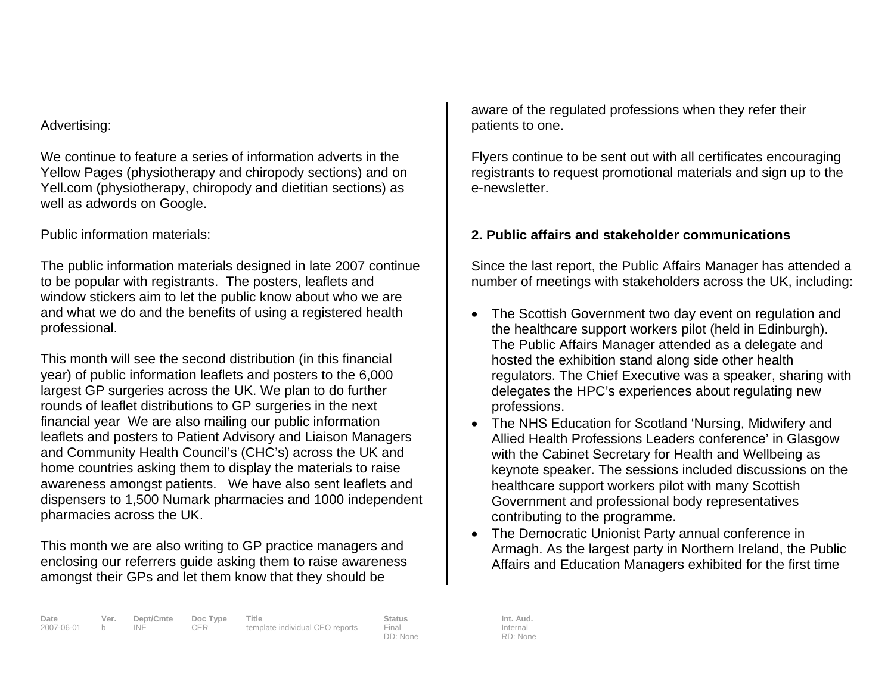Advertising:

We continue to feature a series of information adverts in the Yellow Pages (physiotherapy and chiropody sections) and on Yell.com (physiotherapy, chiropody and dietitian sections) as well as adwords on Google.

Public information materials:

The public information materials designed in late 2007 continue to be popular with registrants. The posters, leaflets and window stickers aim to let the public know about who we are and what we do and the benefits of using a registered health professional.

This month will see the second distribution (in this financial year) of public information leaflets and posters to the 6,000 largest GP surgeries across the UK. We plan to do further rounds of leaflet distributions to GP surgeries in the next financial year We are also mailing our public information leaflets and posters to Patient Advisory and Liaison Managers and Community Health Council's (CHC's) across the UK and home countries asking them to display the materials to raise awareness amongst patients. We have also sent leaflets and dispensers to 1,500 Numark pharmacies and 1000 independent pharmacies across the UK.

This month we are also writing to GP practice managers and enclosing our referrers guide asking them to raise awareness amongst their GPs and let them know that they should be aware of the regulated professions when they refer their patients to one.

Flyers continue to be sent out with all certificates encouraging registrants to request promotional materials and sign up to the e-newsletter.

## 2. Public affairs and stakeholder communications

Since the last report, the Public Affairs Manager has attended a number of meetings with stakeholders across the UK, including:

- The Scottish Government two day event on regulation and the healthcare support workers pilot (held in Edinburgh). The Public Affairs Manager attended as a delegate and hosted the exhibition stand along side other health regulators. The Chief Executive was a speaker, sharing with delegates the HPC's experiences about regulating new professions.
- The NHS Education for Scotland 'Nursing, Midwifery and Allied Health Professions Leaders conference' in Glasgow with the Cabinet Secretary for Health and Wellbeing as keynote speaker. The sessions included discussions on the healthcare support workers pilot with many Scottish Government and professional body representatives contributing to the programme.
- The Democratic Unionist Party annual conference in Armagh. As the largest party in Northern Ireland, the Public Affairs and Education Managers exhibited for the first time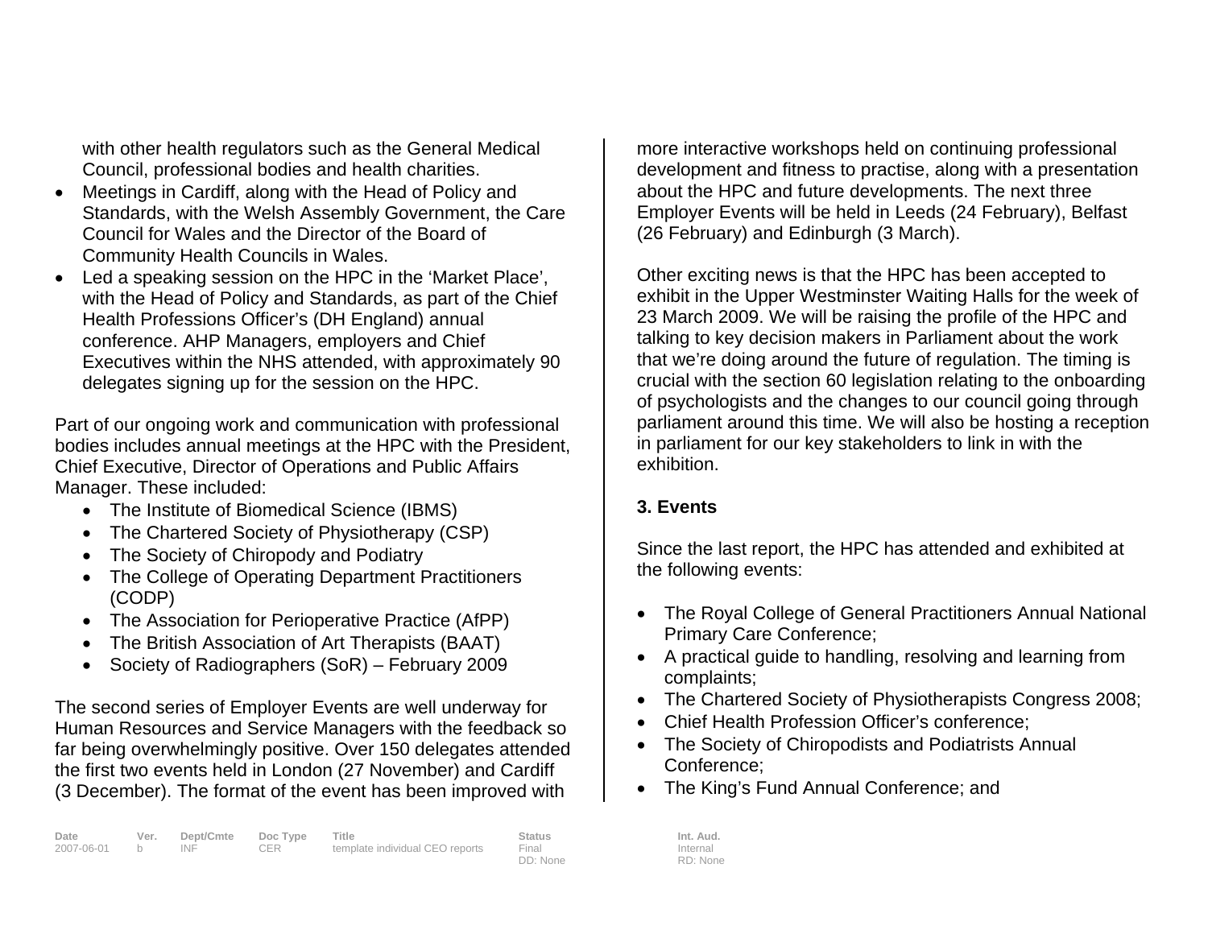with other health regulators such as the General Medical Council, professional bodies and health charities.

- Meetings in Cardiff, along with the Head of Policy and Standards, with the Welsh Assembly Government, the Care Council for Wales and the Director of the Board of Community Health Councils in Wales.
- Led a speaking session on the HPC in the 'Market Place', with the Head of Policy and Standards, as part of the Chief Health Professions Officer's (DH England) annual conference. AHP Managers, employers and Chief Executives within the NHS attended, with approximately 90 delegates signing up for the session on the HPC.

Part of our ongoing work and communication with professional bodies includes annual meetings at the HPC with the President, Chief Executive, Director of Operations and Public Affairs Manager. These included:

- The Institute of Biomedical Science (IBMS)
- The Chartered Society of Physiotherapy (CSP)
- The Society of Chiropody and Podiatry
- The College of Operating Department Practitioners (CODP)
- The Association for Perioperative Practice (AfPP)
- The British Association of Art Therapists (BAAT)
- Society of Radiographers (SoR) – February 2009

The second series of Employer Events are well underway for Human Resources and Service Managers with the feedback so far being overwhelmingly positive. Over 150 delegates attended the first two events held in London (27 November) and Cardiff (3 December). The format of the event has been improved with more interactive workshops held on continuing professional development and fitness to practise, along with a presentation about the HPC and future developments. The next three Employer Events will be held in Leeds (24 February), Belfast (26 February) and Edinburgh (3 March).

Other exciting news is that the HPC has been accepted to exhibit in the Upper Westminster Waiting Halls for the week of 23 March 2009. We will be raising the profile of the HPC and talking to key decision makers in Parliament about the work that we're doing around the future of regulation. The timing is crucial with the section 60 legislation relating to the onboarding of psychologists and the changes to our council going through parliament around this time. We will also be hosting a reception in parliament for our key stakeholders to link in with the exhibition.

**3. Events**

Since the last report, the HPC has attended and exhibited at the following events:

- The Royal College of General Practitioners Annual National Primary Care Conference;
- A practical guide to handling, resolving and learning from complaints;
- The Chartered Society of Physiotherapists Congress 2008;
- Chief Health Profession Officer's conference;
- The Society of Chiropodists and Podiatrists Annual Conference;
- The King's Fund Annual Conference; and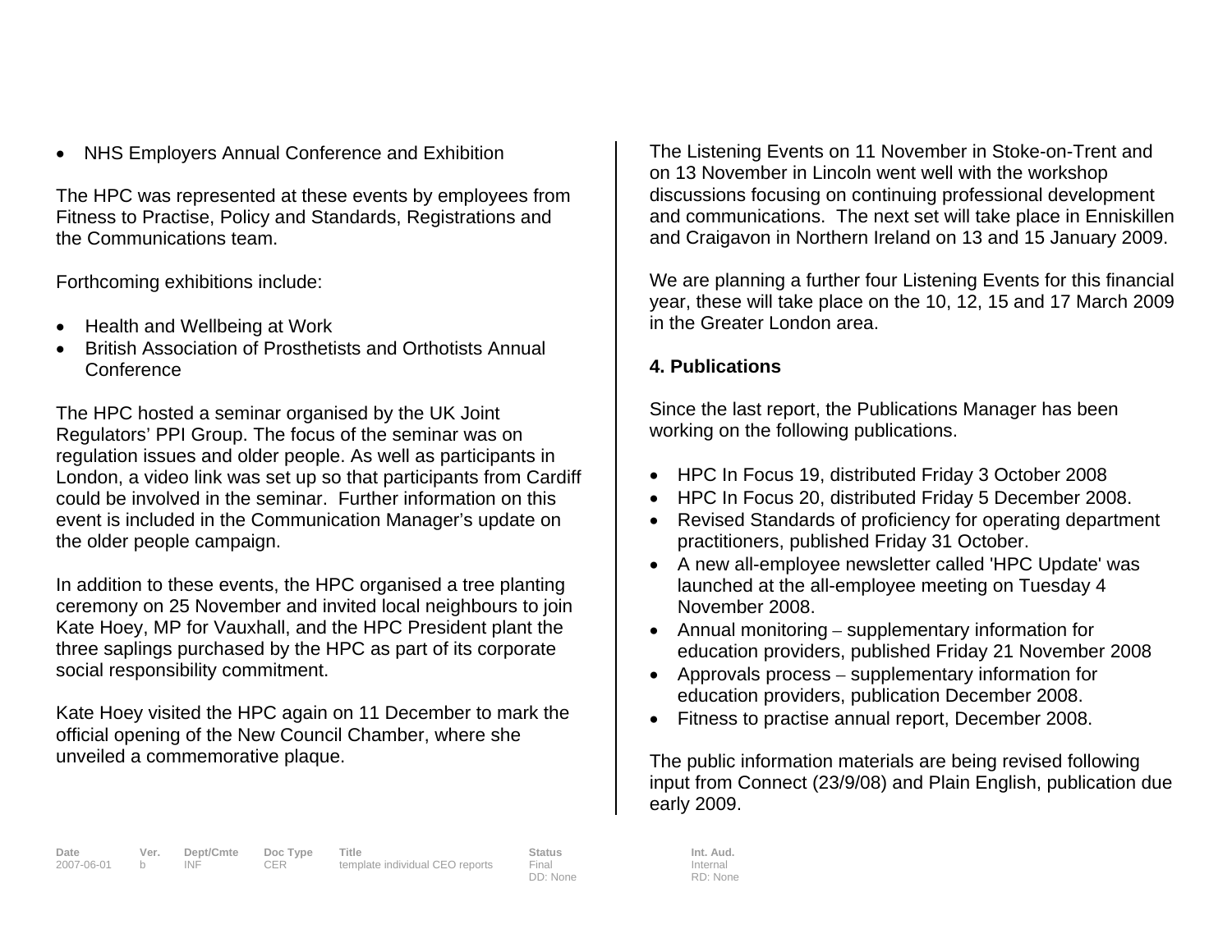- NHS Employers Annual Conference and Exhibition

The HPC was represented at these events by employees from Fitness to Practise, Policy and Standards, Registrations and the Communications team.

Forthcoming exhibitions include:

- Health and Wellbeing at Work
- British Association of Prosthetists and Orthotists Annual Conference

The HPC hosted a seminar organised by the UK Joint Regulators' PPI Group. The focus of the seminar was on regulation issues and older people. As well as participants in London, a video link was set up so that participants from Cardiff could be involved in the seminar. Further information on this event is included in the Communication Manager's update on the older people campaign.

In addition to these events, the HPC organised a tree planting ceremony on 25 November and invited local neighbours to join Kate Hoey, MP for Vauxhall, and the HPC President plant the three saplings purchased by the HPC as part of its corporate social responsibility commitment.

Kate Hoey visited the HPC again on 11 December to mark the official opening of the New Council Chamber, where she unveiled a commemorative plaque.

The Listening Events on 11 November in Stoke-on-Trent and on 13 November in Lincoln went well with the workshop discussions focusing on continuing professional development and communications. The next set will take place in Enniskillen and Craigavon in Northern Ireland on 13 and 15 January 2009.

We are planning a further four Listening Events for this financial year, these will take place on the 10, 12, 15 and 17 March 2009 in the Greater London area.

**4. Publications**

Since the last report, the Publications Manager has been working on the following publications.

- HPC In Focus 19, distributed Friday 3 October 2008
- HPC In Focus 20, distributed Friday 5 December 2008.
- Revised Standards of proficiency for operating department practitioners, published Friday 31 October.
- A new all-employee newsletter called 'HPC Update' was launched at the all-employee meeting on Tuesday 4 November 2008.
- Annual monitoring – supplementary information for education providers, published Friday 21 November 2008
- Approvals process – supplementary information for education providers, publication December 2008.
- Fitness to practise annual report, December 2008.

The public information materials are being revised following input from Connect (23/9/08) and Plain English, publication due early 2009.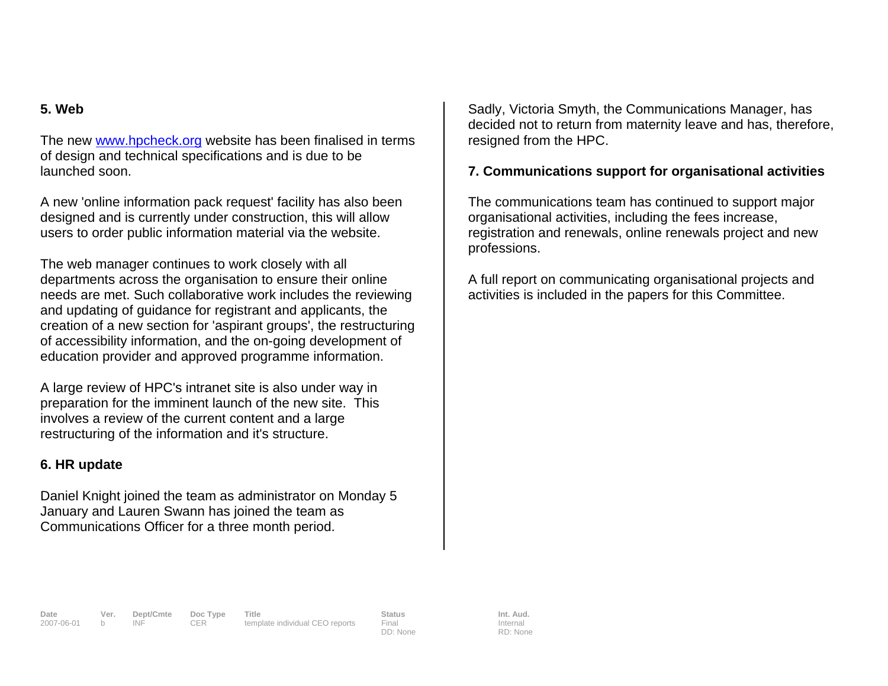## 5. Web

The new [www.hpcheck.org](http://www.hpcheck.org) website has been finalised in terms of design and technical specifications and is due to be launched soon.

A new 'online information pack request' facility has also been designed and is currently under construction, this will allow users to order public information material via the website.

The web manager continues to work closely with all departments across the organisation to ensure their online needs are met. Such collaborative work includes the reviewing and updating of guidance for registrant and applicants, the creation of a new section for 'aspirant groups', the restructuring of accessibility information, and the on-going development of education provider and approved programme information.

A large review of HPC's intranet site is also under way in preparation for the imminent launch of the new site. This involves a review of the current content and a large restructuring of the information and it's structure.

## 6. HR update

Daniel Knight joined the team as administrator on Monday 5 January and Lauren Swann has joined the team as Communications Officer for a three month period.

Sadly, Victoria Smyth, the Communications Manager, has decided not to return from maternity leave and has, therefore, resigned from the HPC.

## 7. Communications support for organisational activities

The communications team has continued to support major organisational activities, including the fees increase, registration and renewals, online renewals project and new professions.

A full report on communicating organisational projects and activities is included in the papers for this Committee.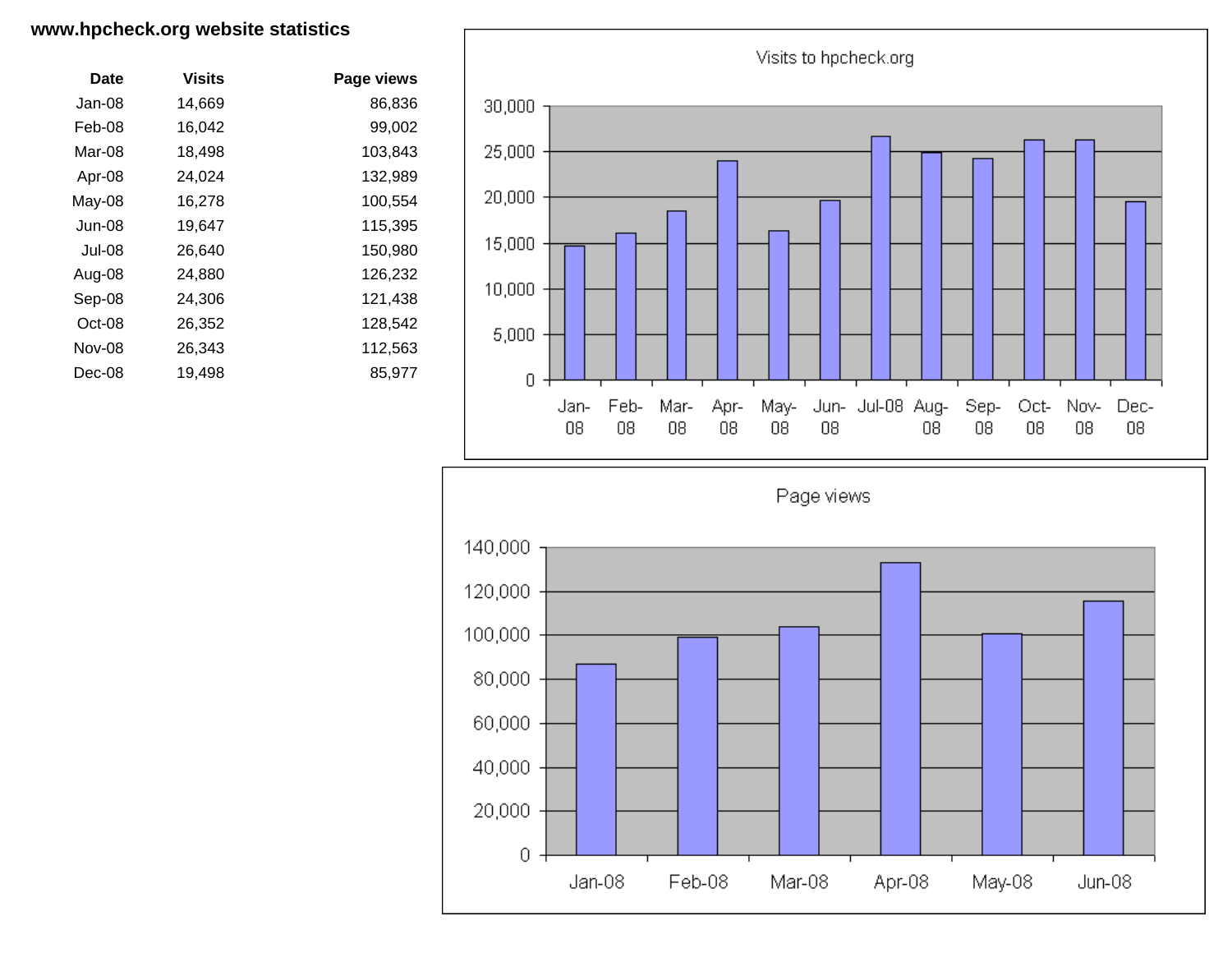**www.hpcheck.org website statistics**

| Date | Visits | Page views |
|---:|---:|---:|
| Jan-08 | 14,669 | 86,836 |
| Feb-08 | 16,042 | 99,002 |
| Mar-08 | 18,498 | 103,843 |
| Apr-08 | 24,024 | 132,989 |
| May-08 | 16,278 | 100,554 |
| Jun-08 | 19,647 | 115,395 |
| Jul-08 | 26,640 | 150,980 |
| Aug-08 | 24,880 | 126,232 |
| Sep-08 | 24,306 | 121,438 |
| Oct-08 | 26,352 | 128,542 |
| Nov-08 | 26,343 | 112,563 |
| Dec-08 | 19,498 | 85,977 |

Visits to hpcheck.org

Page views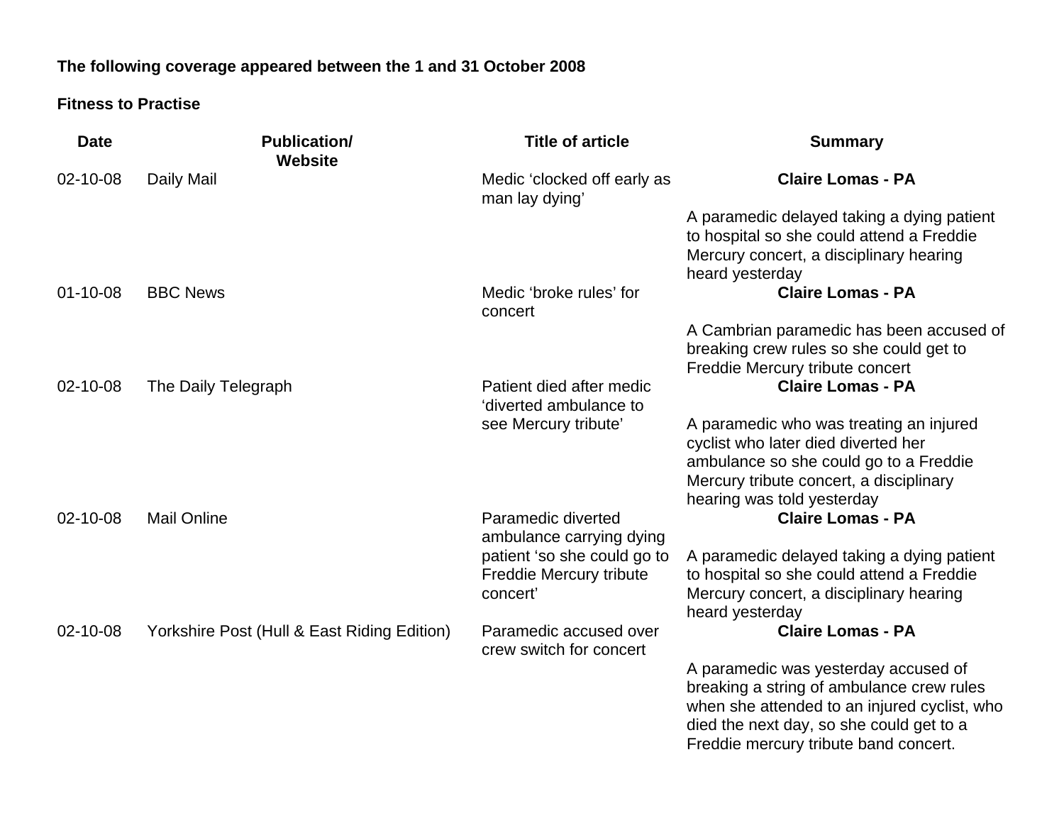**The following coverage appeared between the 1 and 31 October 2008**

**Fitness to Practise**

| Date | Publication/ Website | Title of article | Summary |
|---|---|---|---|
| 02-10-08 | Daily Mail | Medic 'clocked off early as man lay dying' | **Claire Lomas - PA**<br><br>A paramedic delayed taking a dying patient to hospital so she could attend a Freddie Mercury concert, a disciplinary hearing heard yesterday |
| 01-10-08 | BBC News | Medic 'broke rules' for concert | **Claire Lomas - PA**<br><br>A Cambrian paramedic has been accused of breaking crew rules so she could get to Freddie Mercury tribute concert |
| 02-10-08 | The Daily Telegraph | Patient died after medic 'diverted ambulance to see Mercury tribute' | **Claire Lomas - PA**<br><br>A paramedic who was treating an injured cyclist who later died diverted her ambulance so she could go to a Freddie Mercury tribute concert, a disciplinary hearing was told yesterday |
| 02-10-08 | Mail Online | Paramedic diverted ambulance carrying dying patient 'so she could go to Freddie Mercury tribute concert' | **Claire Lomas - PA**<br><br>A paramedic delayed taking a dying patient to hospital so she could attend a Freddie Mercury concert, a disciplinary hearing heard yesterday |
| 02-10-08 | Yorkshire Post (Hull & East Riding Edition) | Paramedic accused over crew switch for concert | **Claire Lomas - PA**<br><br>A paramedic was yesterday accused of breaking a string of ambulance crew rules when she attended to an injured cyclist, who died the next day, so she could get to a Freddie mercury tribute band concert. |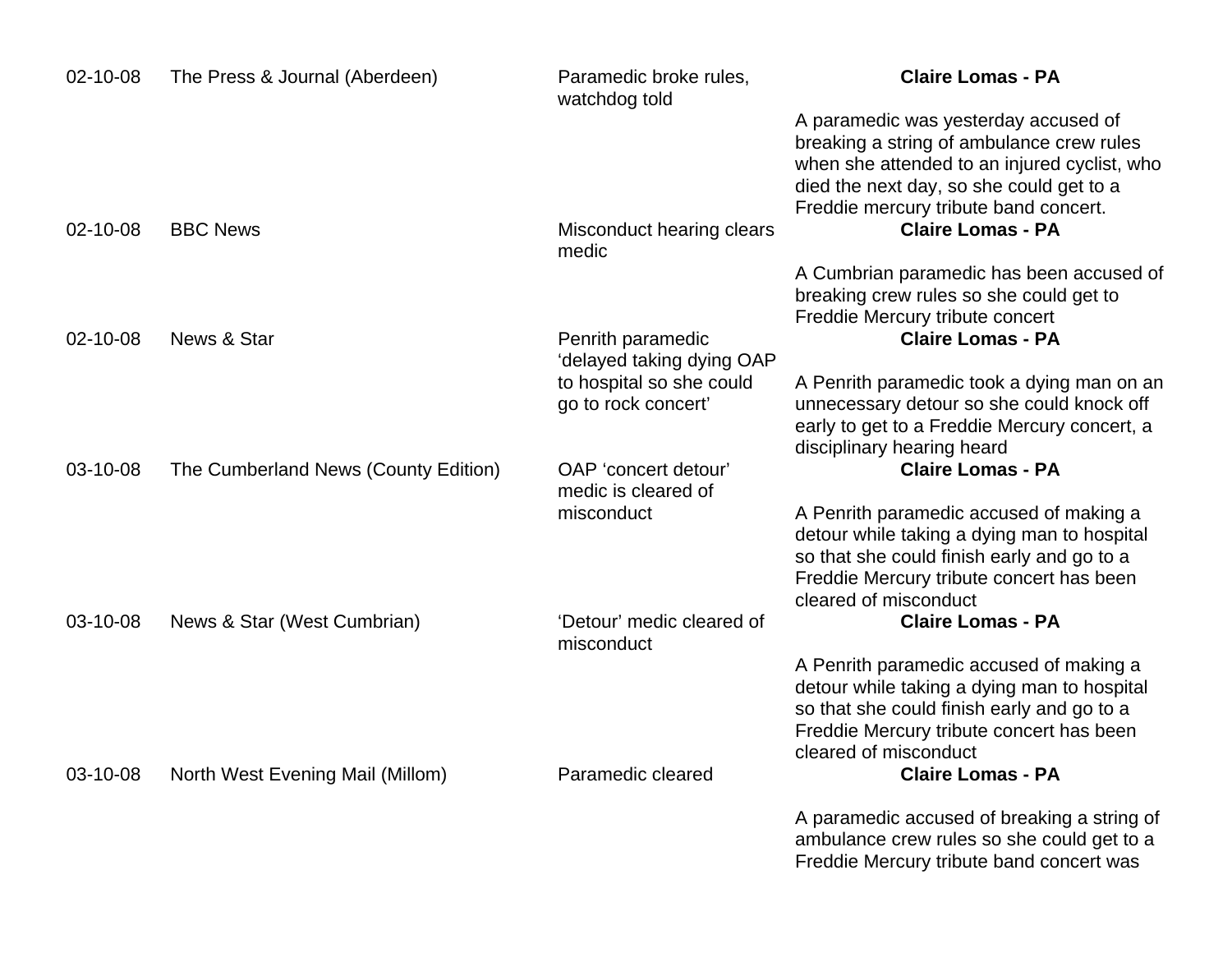| Date | Publication | Headline | Summary |
| --- | --- | --- | --- |
| 02-10-08 | The Press & Journal (Aberdeen) | Paramedic broke rules, watchdog told | **Claire Lomas - PA**<br><br>A paramedic was yesterday accused of breaking a string of ambulance crew rules when she attended to an injured cyclist, who died the next day, so she could get to a Freddie mercury tribute band concert. |
| 02-10-08 | BBC News | Misconduct hearing clears medic | **Claire Lomas - PA**<br><br>A Cumbrian paramedic has been accused of breaking crew rules so she could get to Freddie Mercury tribute concert |
| 02-10-08 | News & Star | Penrith paramedic 'delayed taking dying OAP to hospital so she could go to rock concert' | **Claire Lomas - PA**<br><br>A Penrith paramedic took a dying man on an unnecessary detour so she could knock off early to get to a Freddie Mercury concert, a disciplinary hearing heard |
| 03-10-08 | The Cumberland News (County Edition) | OAP 'concert detour' medic is cleared of misconduct | **Claire Lomas - PA**<br><br>A Penrith paramedic accused of making a detour while taking a dying man to hospital so that she could finish early and go to a Freddie Mercury tribute concert has been cleared of misconduct |
| 03-10-08 | News & Star (West Cumbrian) | 'Detour' medic cleared of misconduct | **Claire Lomas - PA**<br><br>A Penrith paramedic accused of making a detour while taking a dying man to hospital so that she could finish early and go to a Freddie Mercury tribute concert has been cleared of misconduct |
| 03-10-08 | North West Evening Mail (Millom) | Paramedic cleared | **Claire Lomas - PA**<br><br>A paramedic accused of breaking a string of ambulance crew rules so she could get to a Freddie Mercury tribute band concert was |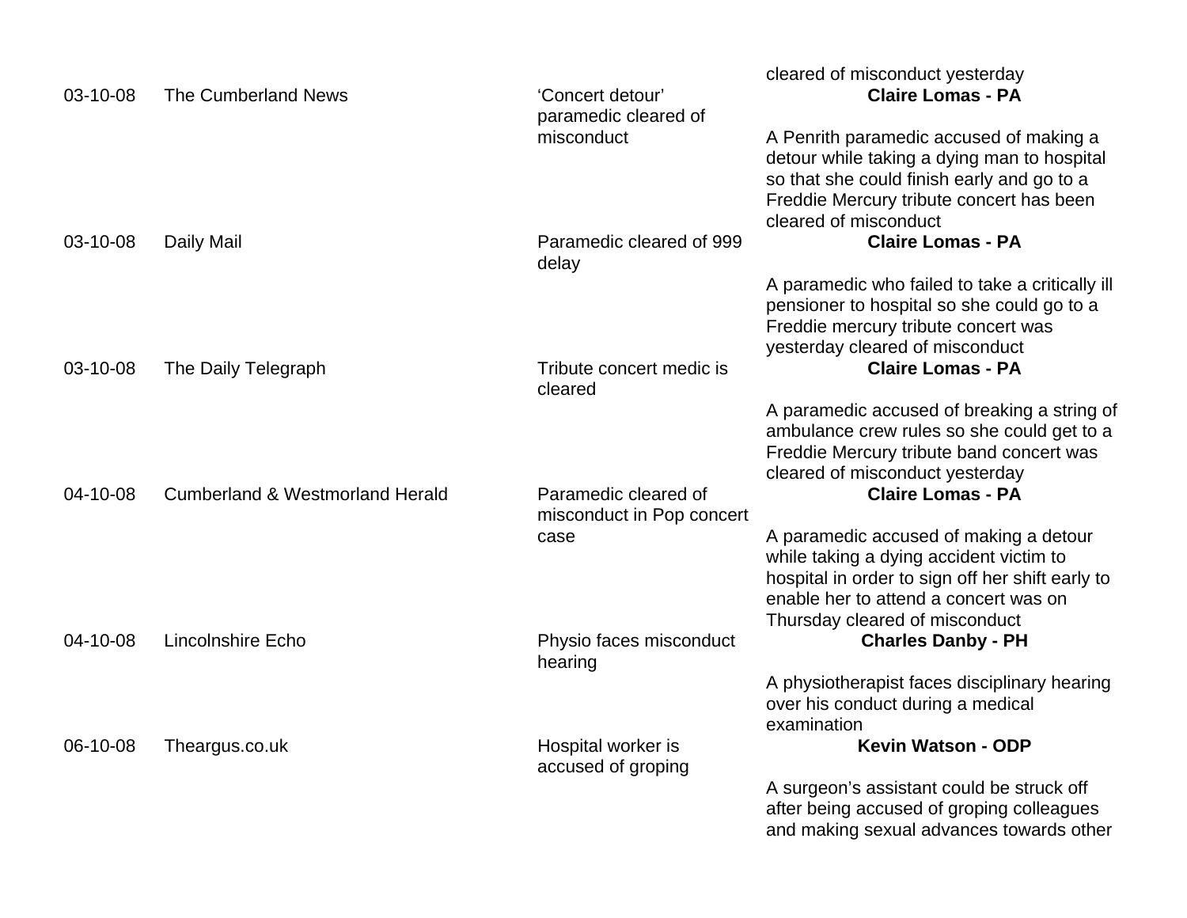| | | | cleared of misconduct yesterday |
|---|---|---|---|
| 03-10-08 | The Cumberland News | 'Concert detour' paramedic cleared of misconduct | **Claire Lomas - PA**<br><br>A Penrith paramedic accused of making a detour while taking a dying man to hospital so that she could finish early and go to a Freddie Mercury tribute concert has been cleared of misconduct |
| 03-10-08 | Daily Mail | Paramedic cleared of 999 delay | **Claire Lomas - PA**<br><br>A paramedic who failed to take a critically ill pensioner to hospital so she could go to a Freddie mercury tribute concert was yesterday cleared of misconduct |
| 03-10-08 | The Daily Telegraph | Tribute concert medic is cleared | **Claire Lomas - PA**<br><br>A paramedic accused of breaking a string of ambulance crew rules so she could get to a Freddie Mercury tribute band concert was cleared of misconduct yesterday |
| 04-10-08 | Cumberland & Westmorland Herald | Paramedic cleared of misconduct in Pop concert case | **Claire Lomas - PA**<br><br>A paramedic accused of making a detour while taking a dying accident victim to hospital in order to sign off her shift early to enable her to attend a concert was on Thursday cleared of misconduct |
| 04-10-08 | Lincolnshire Echo | Physio faces misconduct hearing | **Charles Danby - PH**<br><br>A physiotherapist faces disciplinary hearing over his conduct during a medical examination |
| 06-10-08 | Theargus.co.uk | Hospital worker is accused of groping | **Kevin Watson - ODP**<br><br>A surgeon's assistant could be struck off after being accused of groping colleagues and making sexual advances towards other |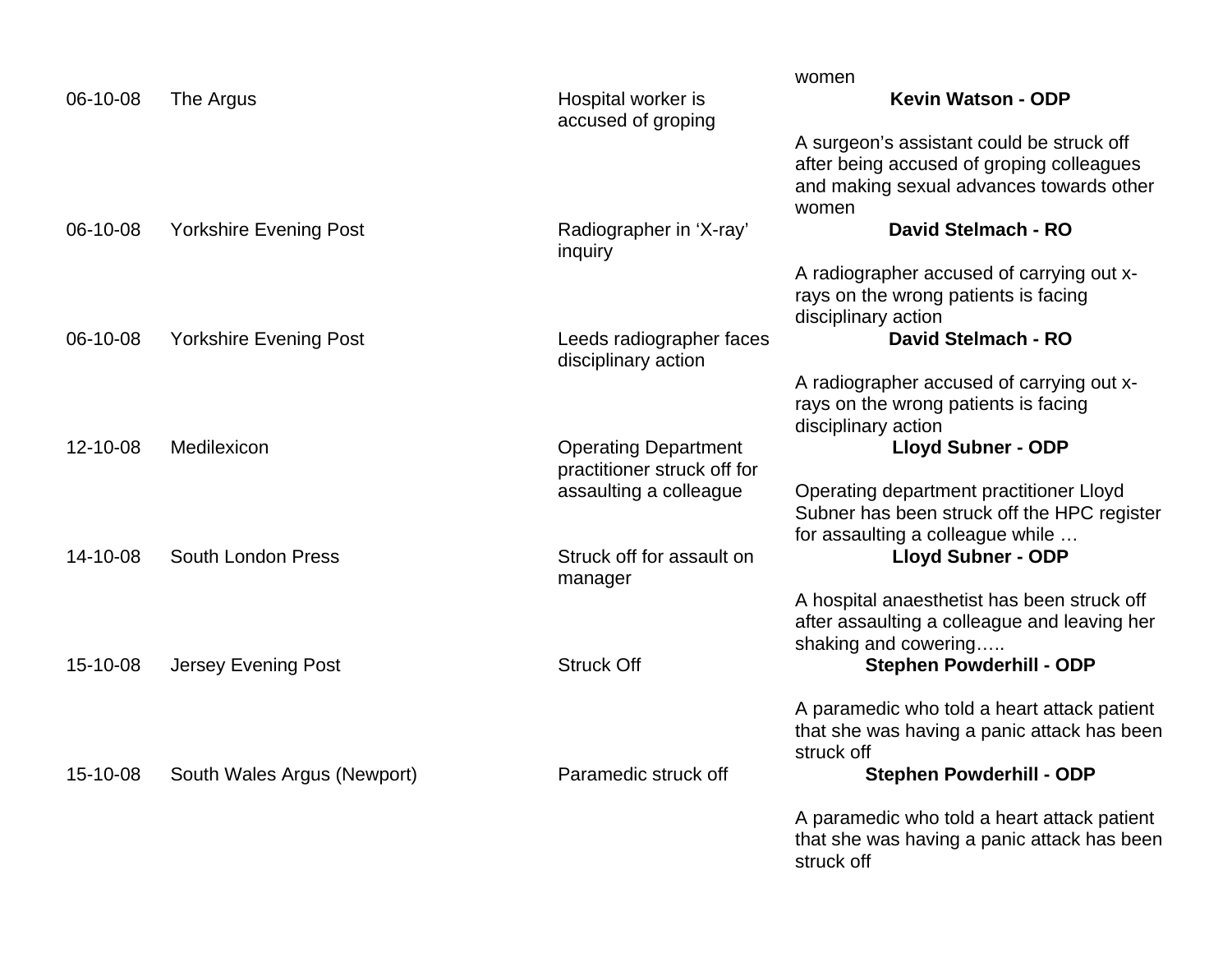| | | | women |
|---|---|---|---|
| 06-10-08 | The Argus | Hospital worker is accused of groping | **Kevin Watson - ODP**<br><br>A surgeon's assistant could be struck off after being accused of groping colleagues and making sexual advances towards other women |
| 06-10-08 | Yorkshire Evening Post | Radiographer in 'X-ray' inquiry | **David Stelmach - RO**<br><br>A radiographer accused of carrying out x-rays on the wrong patients is facing disciplinary action |
| 06-10-08 | Yorkshire Evening Post | Leeds radiographer faces disciplinary action | **David Stelmach - RO**<br><br>A radiographer accused of carrying out x-rays on the wrong patients is facing disciplinary action |
| 12-10-08 | Medilexicon | Operating Department practitioner struck off for assaulting a colleague | **Lloyd Subner - ODP**<br><br>Operating department practitioner Lloyd Subner has been struck off the HPC register for assaulting a colleague while … |
| 14-10-08 | South London Press | Struck off for assault on manager | **Lloyd Subner - ODP**<br><br>A hospital anaesthetist has been struck off after assaulting a colleague and leaving her shaking and cowering….. |
| 15-10-08 | Jersey Evening Post | Struck Off | **Stephen Powderhill - ODP**<br><br>A paramedic who told a heart attack patient that she was having a panic attack has been struck off |
| 15-10-08 | South Wales Argus (Newport) | Paramedic struck off | **Stephen Powderhill - ODP**<br><br>A paramedic who told a heart attack patient that she was having a panic attack has been struck off |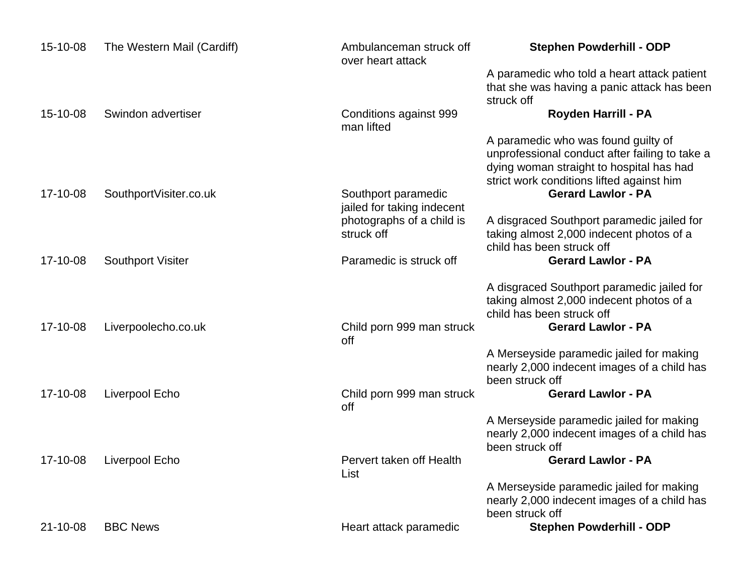| Date | Publication | Headline | Summary |
| --- | --- | --- | --- |
| 15-10-08 | The Western Mail (Cardiff) | Ambulanceman struck off over heart attack | **Stephen Powderhill - ODP**<br><br>A paramedic who told a heart attack patient that she was having a panic attack has been struck off |
| 15-10-08 | Swindon advertiser | Conditions against 999 man lifted | **Royden Harrill - PA**<br><br>A paramedic who was found guilty of unprofessional conduct after failing to take a dying woman straight to hospital has had strict work conditions lifted against him |
| 17-10-08 | SouthportVisiter.co.uk | Southport paramedic jailed for taking indecent photographs of a child is struck off | **Gerard Lawlor - PA**<br><br>A disgraced Southport paramedic jailed for taking almost 2,000 indecent photos of a child has been struck off |
| 17-10-08 | Southport Visiter | Paramedic is struck off | **Gerard Lawlor - PA**<br><br>A disgraced Southport paramedic jailed for taking almost 2,000 indecent photos of a child has been struck off |
| 17-10-08 | Liverpoolecho.co.uk | Child porn 999 man struck off | **Gerard Lawlor - PA**<br><br>A Merseyside paramedic jailed for making nearly 2,000 indecent images of a child has been struck off |
| 17-10-08 | Liverpool Echo | Child porn 999 man struck off | **Gerard Lawlor - PA**<br><br>A Merseyside paramedic jailed for making nearly 2,000 indecent images of a child has been struck off |
| 17-10-08 | Liverpool Echo | Pervert taken off Health List | **Gerard Lawlor - PA**<br><br>A Merseyside paramedic jailed for making nearly 2,000 indecent images of a child has been struck off |
| 21-10-08 | BBC News | Heart attack paramedic | **Stephen Powderhill - ODP** |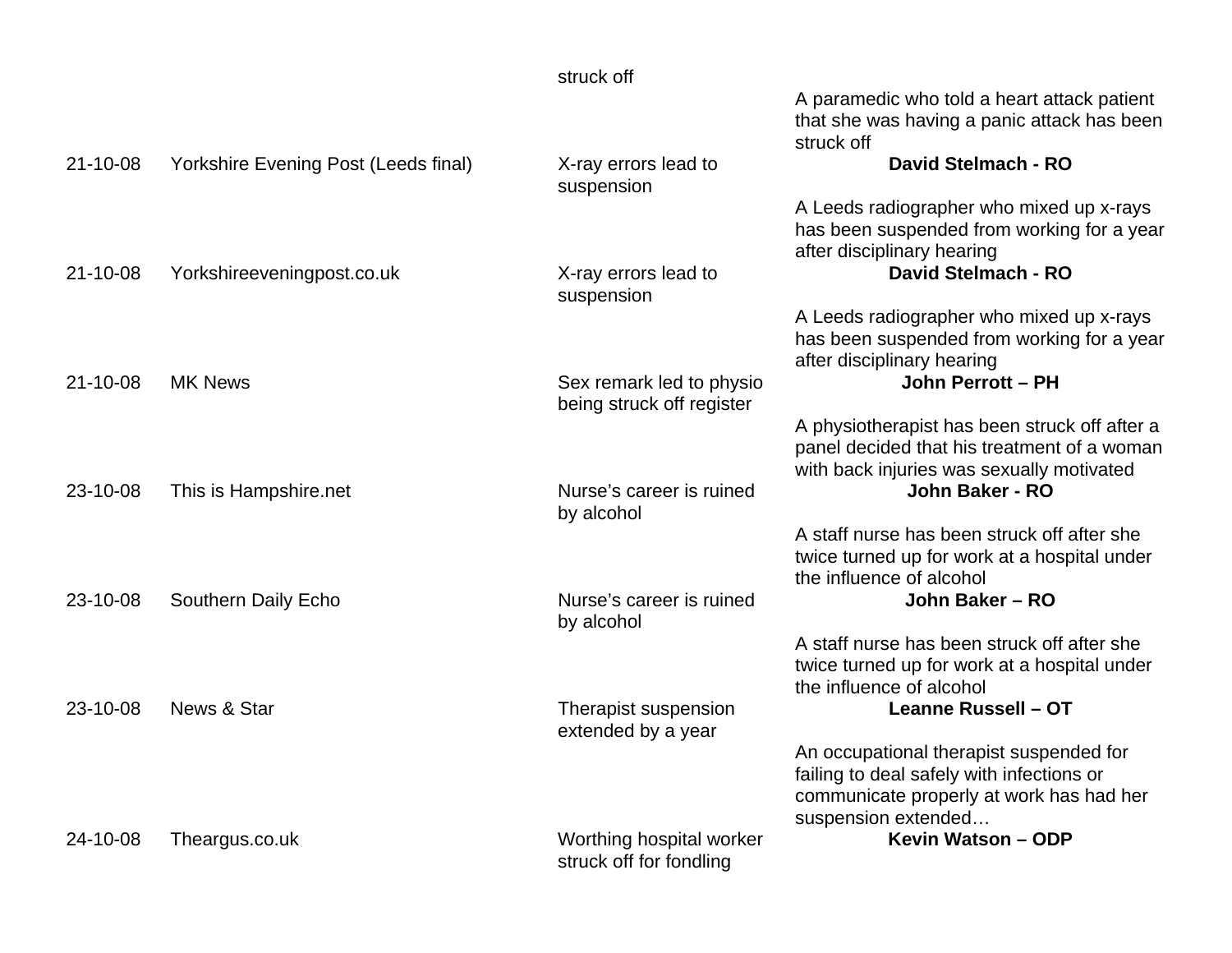| | | | |
|---|---|---|---|
| | | struck off | A paramedic who told a heart attack patient that she was having a panic attack has been struck off |
| 21-10-08 | Yorkshire Evening Post (Leeds final) | X-ray errors lead to suspension | **David Stelmach - RO**<br><br>A Leeds radiographer who mixed up x-rays has been suspended from working for a year after disciplinary hearing |
| 21-10-08 | Yorkshireeveningpost.co.uk | X-ray errors lead to suspension | **David Stelmach - RO**<br><br>A Leeds radiographer who mixed up x-rays has been suspended from working for a year after disciplinary hearing |
| 21-10-08 | MK News | Sex remark led to physio being struck off register | **John Perrott – PH**<br><br>A physiotherapist has been struck off after a panel decided that his treatment of a woman with back injuries was sexually motivated |
| 23-10-08 | This is Hampshire.net | Nurse's career is ruined by alcohol | **John Baker - RO**<br><br>A staff nurse has been struck off after she twice turned up for work at a hospital under the influence of alcohol |
| 23-10-08 | Southern Daily Echo | Nurse's career is ruined by alcohol | **John Baker – RO**<br><br>A staff nurse has been struck off after she twice turned up for work at a hospital under the influence of alcohol |
| 23-10-08 | News & Star | Therapist suspension extended by a year | **Leanne Russell – OT**<br><br>An occupational therapist suspended for failing to deal safely with infections or communicate properly at work has had her suspension extended… |
| 24-10-08 | Theargus.co.uk | Worthing hospital worker struck off for fondling | **Kevin Watson – ODP** |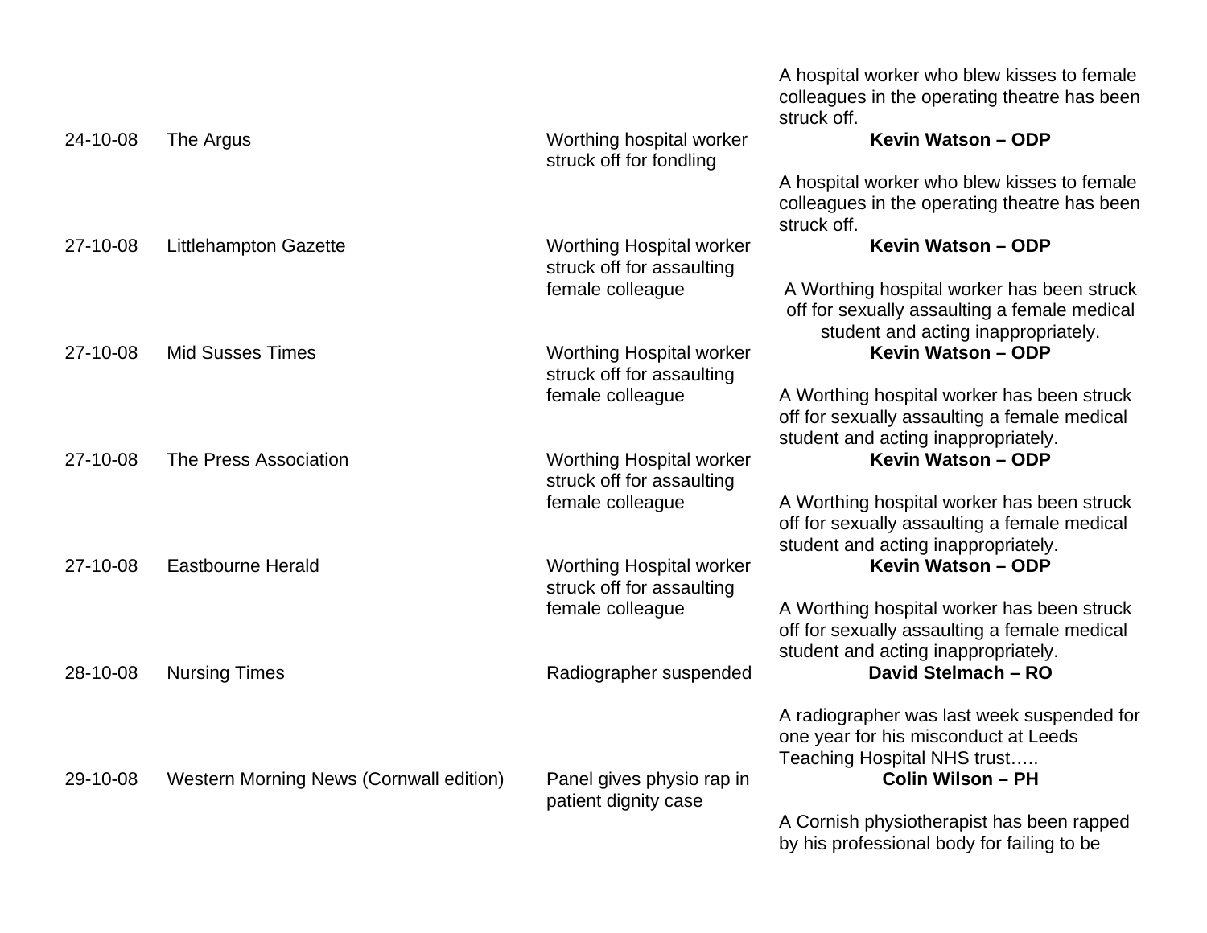| | | | |
|---|---|---|---|
| | | | A hospital worker who blew kisses to female colleagues in the operating theatre has been struck off. |
| 24-10-08 | The Argus | Worthing hospital worker struck off for fondling | **Kevin Watson – ODP** <br><br> A hospital worker who blew kisses to female colleagues in the operating theatre has been struck off. |
| 27-10-08 | Littlehampton Gazette | Worthing Hospital worker struck off for assaulting female colleague | **Kevin Watson – ODP** <br><br> A Worthing hospital worker has been struck off for sexually assaulting a female medical student and acting inappropriately. |
| 27-10-08 | Mid Susses Times | Worthing Hospital worker struck off for assaulting female colleague | **Kevin Watson – ODP** <br><br> A Worthing hospital worker has been struck off for sexually assaulting a female medical student and acting inappropriately. |
| 27-10-08 | The Press Association | Worthing Hospital worker struck off for assaulting female colleague | **Kevin Watson – ODP** <br><br> A Worthing hospital worker has been struck off for sexually assaulting a female medical student and acting inappropriately. |
| 27-10-08 | Eastbourne Herald | Worthing Hospital worker struck off for assaulting female colleague | **Kevin Watson – ODP** <br><br> A Worthing hospital worker has been struck off for sexually assaulting a female medical student and acting inappropriately. |
| 28-10-08 | Nursing Times | Radiographer suspended | **David Stelmach – RO** <br><br> A radiographer was last week suspended for one year for his misconduct at Leeds Teaching Hospital NHS trust….. |
| 29-10-08 | Western Morning News (Cornwall edition) | Panel gives physio rap in patient dignity case | **Colin Wilson – PH** <br><br> A Cornish physiotherapist has been rapped by his professional body for failing to be |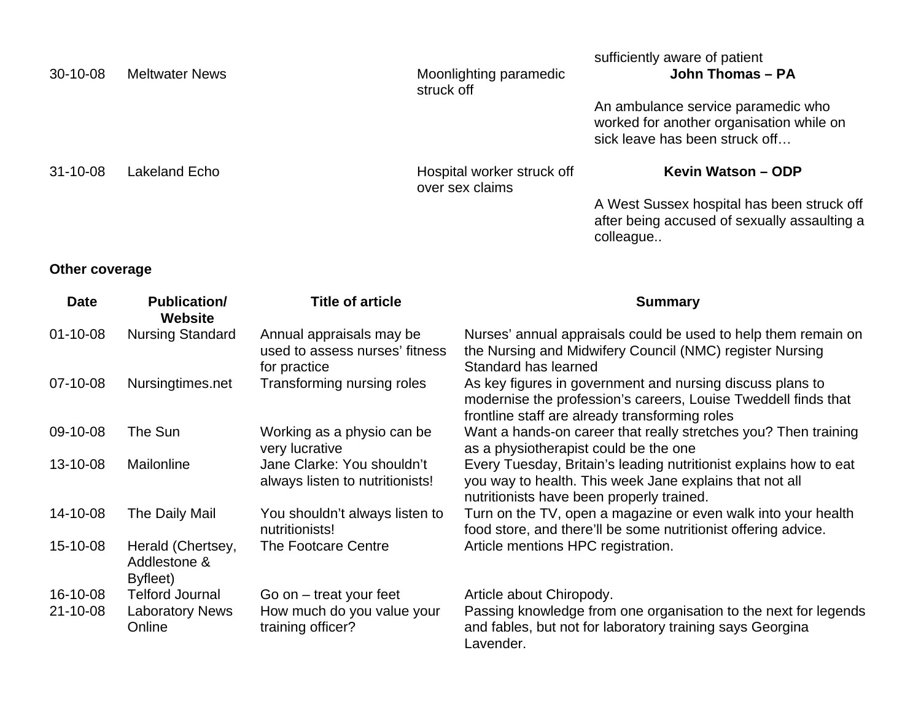| | | | |
|---|---|---|---|
| | | | sufficiently aware of patient |
| 30-10-08 | Meltwater News | Moonlighting paramedic struck off | **John Thomas – PA**<br><br>An ambulance service paramedic who worked for another organisation while on sick leave has been struck off… |
| 31-10-08 | Lakeland Echo | Hospital worker struck off over sex claims | **Kevin Watson – ODP**<br><br>A West Sussex hospital has been struck off after being accused of sexually assaulting a colleague.. |

**Other coverage**

| Date | Publication/ Website | Title of article | Summary |
|---|---|---|---|
| 01-10-08 | Nursing Standard | Annual appraisals may be used to assess nurses' fitness for practice | Nurses' annual appraisals could be used to help them remain on the Nursing and Midwifery Council (NMC) register Nursing Standard has learned |
| 07-10-08 | Nursingtimes.net | Transforming nursing roles | As key figures in government and nursing discuss plans to modernise the profession's careers, Louise Tweddell finds that frontline staff are already transforming roles |
| 09-10-08 | The Sun | Working as a physio can be very lucrative | Want a hands-on career that really stretches you? Then training as a physiotherapist could be the one |
| 13-10-08 | Mailonline | Jane Clarke: You shouldn't always listen to nutritionists! | Every Tuesday, Britain's leading nutritionist explains how to eat you way to health. This week Jane explains that not all nutritionists have been properly trained. |
| 14-10-08 | The Daily Mail | You shouldn't always listen to nutritionists! | Turn on the TV, open a magazine or even walk into your health food store, and there'll be some nutritionist offering advice. |
| 15-10-08 | Herald (Chertsey, Addlestone & Byfleet) | The Footcare Centre | Article mentions HPC registration. |
| 16-10-08 | Telford Journal | Go on – treat your feet | Article about Chiropody. |
| 21-10-08 | Laboratory News Online | How much do you value your training officer? | Passing knowledge from one organisation to the next for legends and fables, but not for laboratory training says Georgina Lavender. |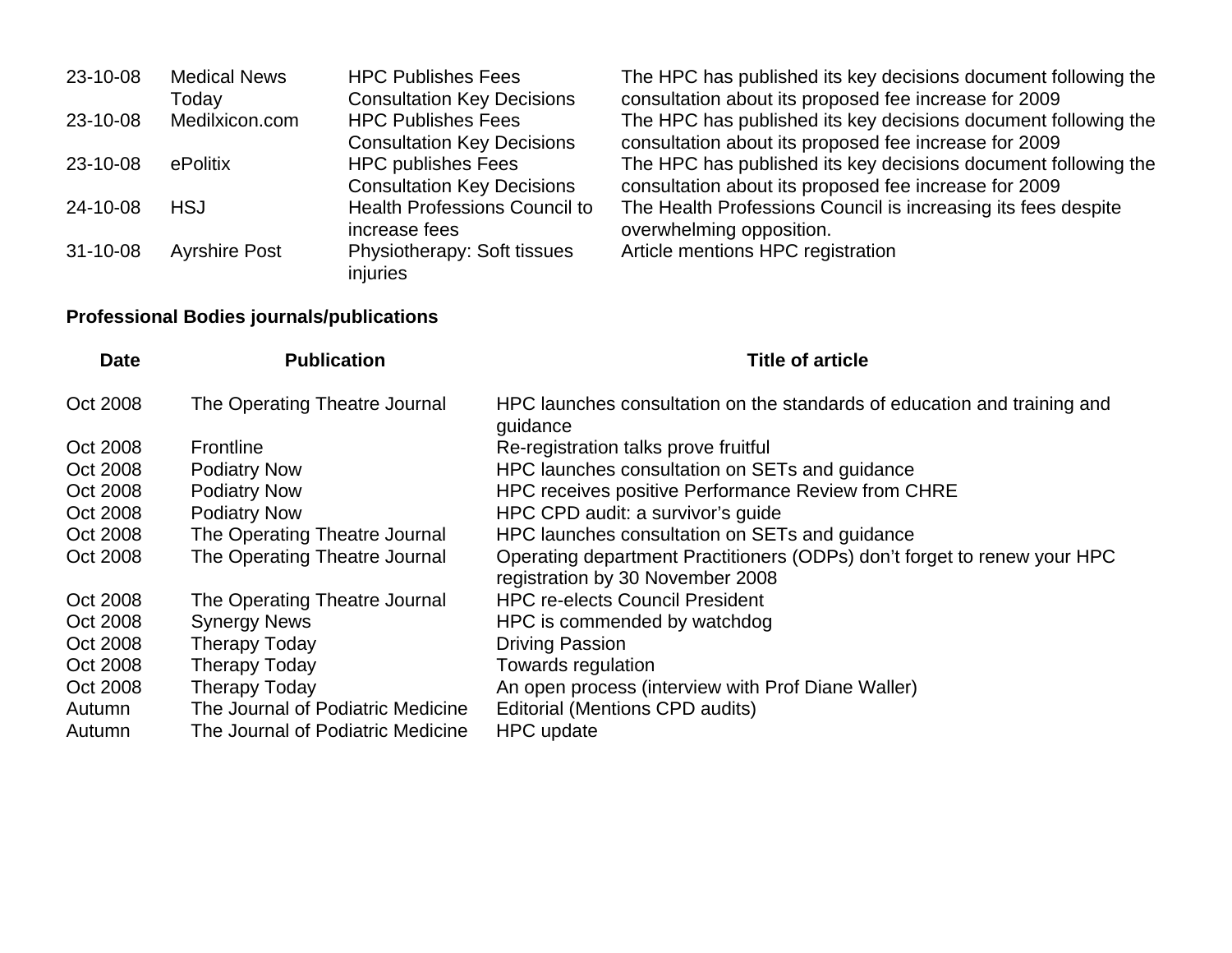| | | | |
|---|---|---|---|
| 23-10-08 | Medical News Today | HPC Publishes Fees Consultation Key Decisions | The HPC has published its key decisions document following the consultation about its proposed fee increase for 2009 |
| 23-10-08 | Medilxicon.com | HPC Publishes Fees Consultation Key Decisions | The HPC has published its key decisions document following the consultation about its proposed fee increase for 2009 |
| 23-10-08 | ePolitix | HPC publishes Fees Consultation Key Decisions | The HPC has published its key decisions document following the consultation about its proposed fee increase for 2009 |
| 24-10-08 | HSJ | Health Professions Council to increase fees | The Health Professions Council is increasing its fees despite overwhelming opposition. |
| 31-10-08 | Ayrshire Post | Physiotherapy: Soft tissues injuries | Article mentions HPC registration |

**Professional Bodies journals/publications**

| Date | Publication | Title of article |
|---|---|---|
| Oct 2008 | The Operating Theatre Journal | HPC launches consultation on the standards of education and training and guidance |
| Oct 2008 | Frontline | Re-registration talks prove fruitful |
| Oct 2008 | Podiatry Now | HPC launches consultation on SETs and guidance |
| Oct 2008 | Podiatry Now | HPC receives positive Performance Review from CHRE |
| Oct 2008 | Podiatry Now | HPC CPD audit: a survivor's guide |
| Oct 2008 | The Operating Theatre Journal | HPC launches consultation on SETs and guidance |
| Oct 2008 | The Operating Theatre Journal | Operating department Practitioners (ODPs) don't forget to renew your HPC registration by 30 November 2008 |
| Oct 2008 | The Operating Theatre Journal | HPC re-elects Council President |
| Oct 2008 | Synergy News | HPC is commended by watchdog |
| Oct 2008 | Therapy Today | Driving Passion |
| Oct 2008 | Therapy Today | Towards regulation |
| Oct 2008 | Therapy Today | An open process (interview with Prof Diane Waller) |
| Autumn | The Journal of Podiatric Medicine | Editorial (Mentions CPD audits) |
| Autumn | The Journal of Podiatric Medicine | HPC update |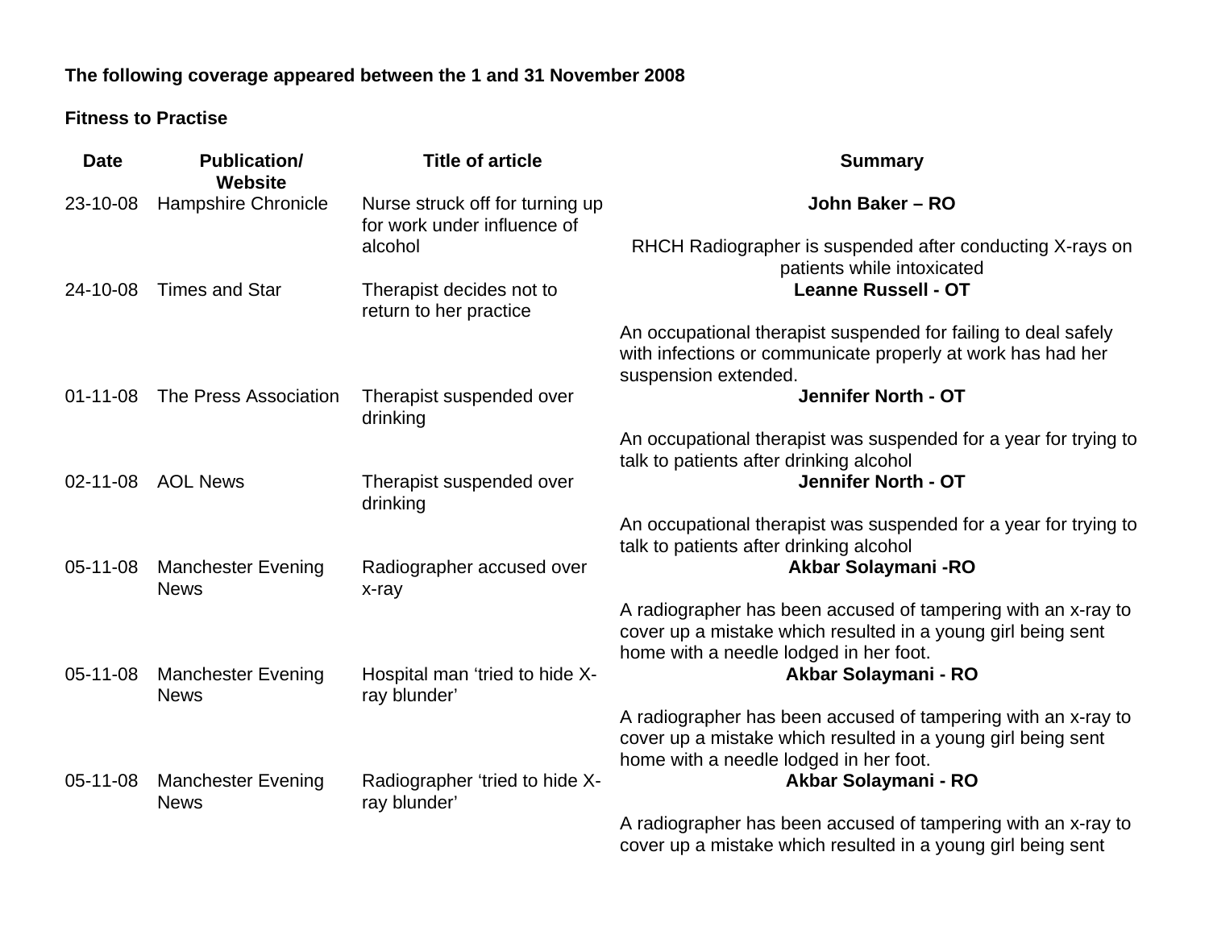**The following coverage appeared between the 1 and 31 November 2008**

**Fitness to Practise**

| Date | Publication/ Website | Title of article | Summary |
|---|---|---|---|
| 23-10-08 | Hampshire Chronicle | Nurse struck off for turning up for work under influence of alcohol | **John Baker – RO**<br><br>RHCH Radiographer is suspended after conducting X-rays on patients while intoxicated |
| 24-10-08 | Times and Star | Therapist decides not to return to her practice | **Leanne Russell - OT**<br><br>An occupational therapist suspended for failing to deal safely with infections or communicate properly at work has had her suspension extended. |
| 01-11-08 | The Press Association | Therapist suspended over drinking | **Jennifer North - OT**<br><br>An occupational therapist was suspended for a year for trying to talk to patients after drinking alcohol |
| 02-11-08 | AOL News | Therapist suspended over drinking | **Jennifer North - OT**<br><br>An occupational therapist was suspended for a year for trying to talk to patients after drinking alcohol |
| 05-11-08 | Manchester Evening News | Radiographer accused over x-ray | **Akbar Solaymani -RO**<br><br>A radiographer has been accused of tampering with an x-ray to cover up a mistake which resulted in a young girl being sent home with a needle lodged in her foot. |
| 05-11-08 | Manchester Evening News | Hospital man 'tried to hide X-ray blunder' | **Akbar Solaymani - RO**<br><br>A radiographer has been accused of tampering with an x-ray to cover up a mistake which resulted in a young girl being sent home with a needle lodged in her foot. |
| 05-11-08 | Manchester Evening News | Radiographer 'tried to hide X-ray blunder' | **Akbar Solaymani - RO**<br><br>A radiographer has been accused of tampering with an x-ray to cover up a mistake which resulted in a young girl being sent |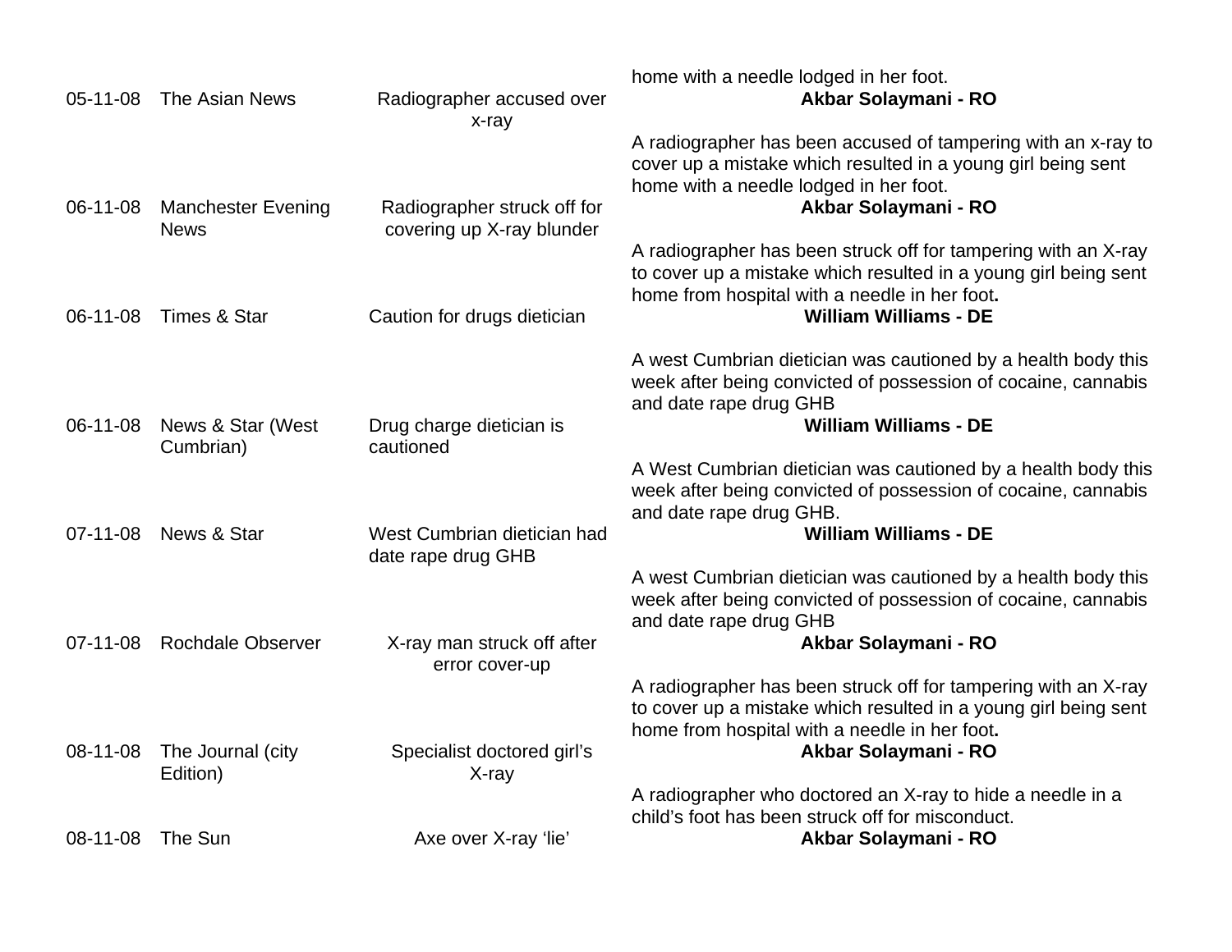| | | | home with a needle lodged in her foot. |
|---|---|---|---|
| 05-11-08 | The Asian News | Radiographer accused over x-ray | **Akbar Solaymani - RO**<br><br>A radiographer has been accused of tampering with an x-ray to cover up a mistake which resulted in a young girl being sent home with a needle lodged in her foot. |
| 06-11-08 | Manchester Evening News | Radiographer struck off for covering up X-ray blunder | **Akbar Solaymani - RO**<br><br>A radiographer has been struck off for tampering with an X-ray to cover up a mistake which resulted in a young girl being sent home from hospital with a needle in her foot**.** |
| 06-11-08 | Times & Star | Caution for drugs dietician | **William Williams - DE**<br><br>A west Cumbrian dietician was cautioned by a health body this week after being convicted of possession of cocaine, cannabis and date rape drug GHB |
| 06-11-08 | News & Star (West Cumbrian) | Drug charge dietician is cautioned | **William Williams - DE**<br><br>A West Cumbrian dietician was cautioned by a health body this week after being convicted of possession of cocaine, cannabis and date rape drug GHB. |
| 07-11-08 | News & Star | West Cumbrian dietician had date rape drug GHB | **William Williams - DE**<br><br>A west Cumbrian dietician was cautioned by a health body this week after being convicted of possession of cocaine, cannabis and date rape drug GHB |
| 07-11-08 | Rochdale Observer | X-ray man struck off after error cover-up | **Akbar Solaymani - RO**<br><br>A radiographer has been struck off for tampering with an X-ray to cover up a mistake which resulted in a young girl being sent home from hospital with a needle in her foot**.** |
| 08-11-08 | The Journal (city Edition) | Specialist doctored girl's X-ray | **Akbar Solaymani - RO**<br><br>A radiographer who doctored an X-ray to hide a needle in a child's foot has been struck off for misconduct. |
| 08-11-08 | The Sun | Axe over X-ray 'lie' | **Akbar Solaymani - RO** |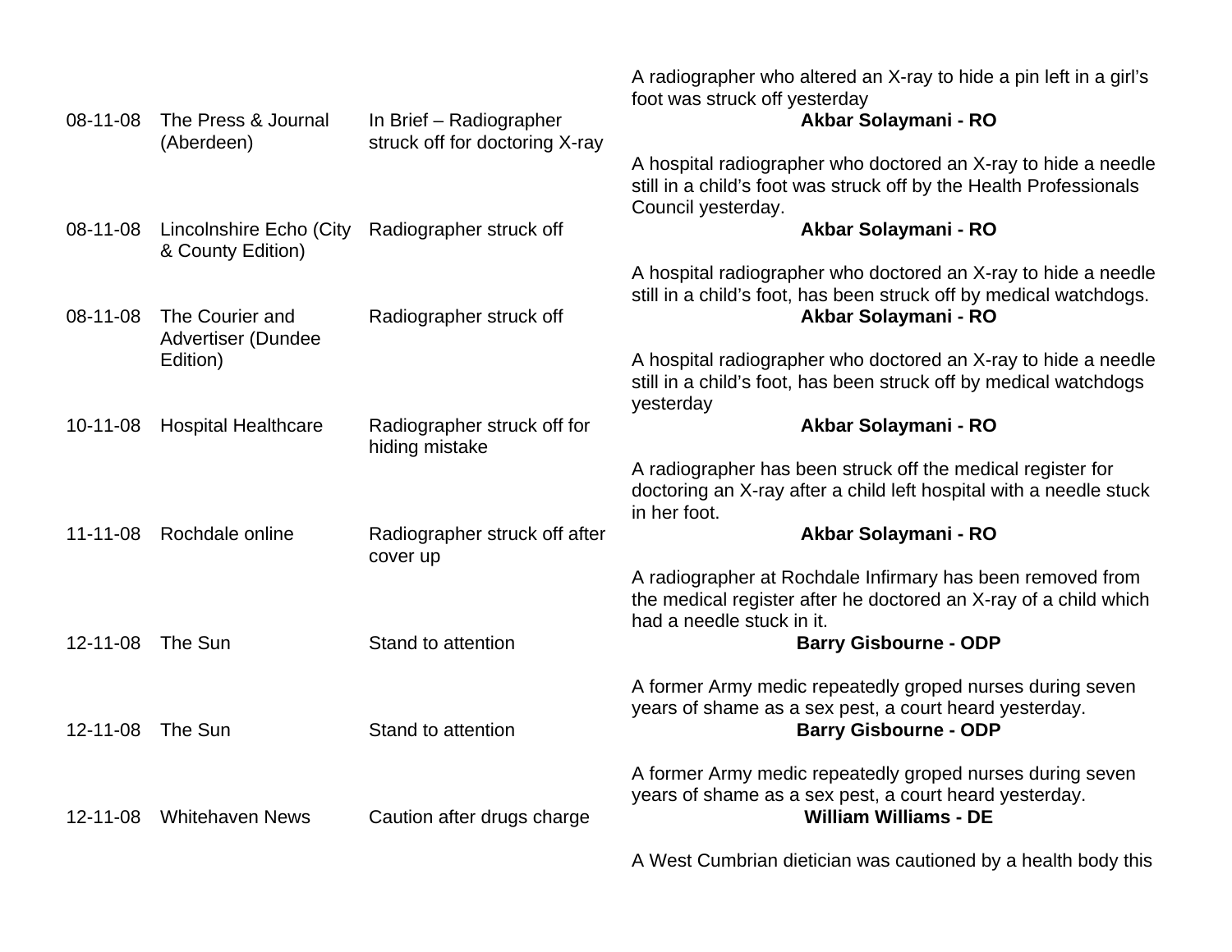| | | | A radiographer who altered an X-ray to hide a pin left in a girl's foot was struck off yesterday |
|---|---|---|---|
| 08-11-08 | The Press & Journal (Aberdeen) | In Brief – Radiographer struck off for doctoring X-ray | **Akbar Solaymani - RO** <br> A hospital radiographer who doctored an X-ray to hide a needle still in a child's foot was struck off by the Health Professionals Council yesterday. |
| 08-11-08 | Lincolnshire Echo (City & County Edition) | Radiographer struck off | **Akbar Solaymani - RO** <br> A hospital radiographer who doctored an X-ray to hide a needle still in a child's foot, has been struck off by medical watchdogs. |
| 08-11-08 | The Courier and Advertiser (Dundee Edition) | Radiographer struck off | **Akbar Solaymani - RO** <br> A hospital radiographer who doctored an X-ray to hide a needle still in a child's foot, has been struck off by medical watchdogs yesterday |
| 10-11-08 | Hospital Healthcare | Radiographer struck off for hiding mistake | **Akbar Solaymani - RO** <br> A radiographer has been struck off the medical register for doctoring an X-ray after a child left hospital with a needle stuck in her foot. |
| 11-11-08 | Rochdale online | Radiographer struck off after cover up | **Akbar Solaymani - RO** <br> A radiographer at Rochdale Infirmary has been removed from the medical register after he doctored an X-ray of a child which had a needle stuck in it. |
| 12-11-08 | The Sun | Stand to attention | **Barry Gisbourne - ODP** <br> A former Army medic repeatedly groped nurses during seven years of shame as a sex pest, a court heard yesterday. |
| 12-11-08 | The Sun | Stand to attention | **Barry Gisbourne - ODP** <br> A former Army medic repeatedly groped nurses during seven years of shame as a sex pest, a court heard yesterday. |
| 12-11-08 | Whitehaven News | Caution after drugs charge | **William Williams - DE** <br> A West Cumbrian dietician was cautioned by a health body this |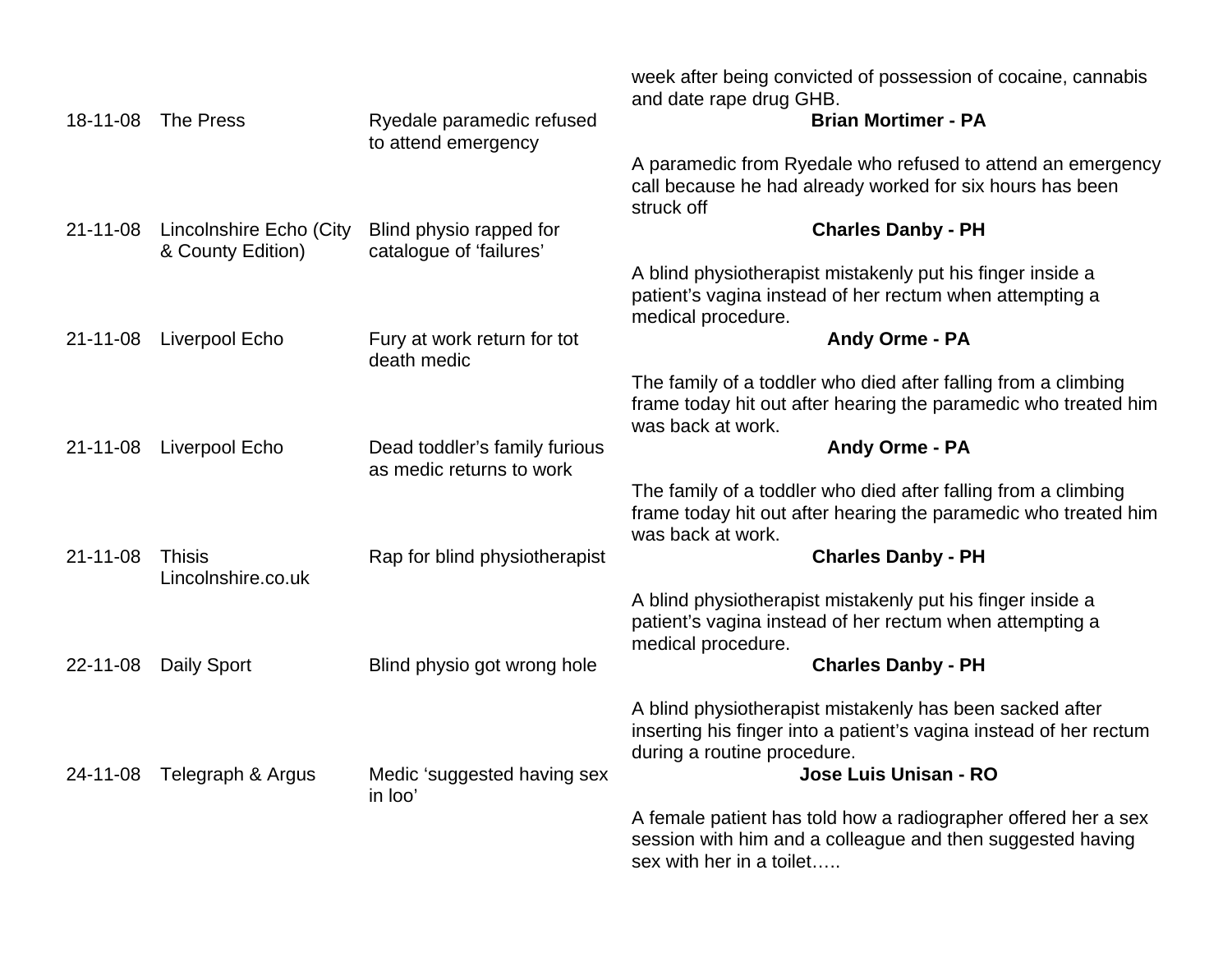| | | | |
|---|---|---|---|
| | | | week after being convicted of possession of cocaine, cannabis and date rape drug GHB. |
| 18-11-08 | The Press | Ryedale paramedic refused to attend emergency | **Brian Mortimer - PA**<br><br>A paramedic from Ryedale who refused to attend an emergency call because he had already worked for six hours has been struck off |
| 21-11-08 | Lincolnshire Echo (City & County Edition) | Blind physio rapped for catalogue of 'failures' | **Charles Danby - PH**<br><br>A blind physiotherapist mistakenly put his finger inside a patient's vagina instead of her rectum when attempting a medical procedure. |
| 21-11-08 | Liverpool Echo | Fury at work return for tot death medic | **Andy Orme - PA**<br><br>The family of a toddler who died after falling from a climbing frame today hit out after hearing the paramedic who treated him was back at work. |
| 21-11-08 | Liverpool Echo | Dead toddler's family furious as medic returns to work | **Andy Orme - PA**<br><br>The family of a toddler who died after falling from a climbing frame today hit out after hearing the paramedic who treated him was back at work. |
| 21-11-08 | Thisis Lincolnshire.co.uk | Rap for blind physiotherapist | **Charles Danby - PH**<br><br>A blind physiotherapist mistakenly put his finger inside a patient's vagina instead of her rectum when attempting a medical procedure. |
| 22-11-08 | Daily Sport | Blind physio got wrong hole | **Charles Danby - PH**<br><br>A blind physiotherapist mistakenly has been sacked after inserting his finger into a patient's vagina instead of her rectum during a routine procedure. |
| 24-11-08 | Telegraph & Argus | Medic 'suggested having sex in loo' | **Jose Luis Unisan - RO**<br><br>A female patient has told how a radiographer offered her a sex session with him and a colleague and then suggested having sex with her in a toilet….. |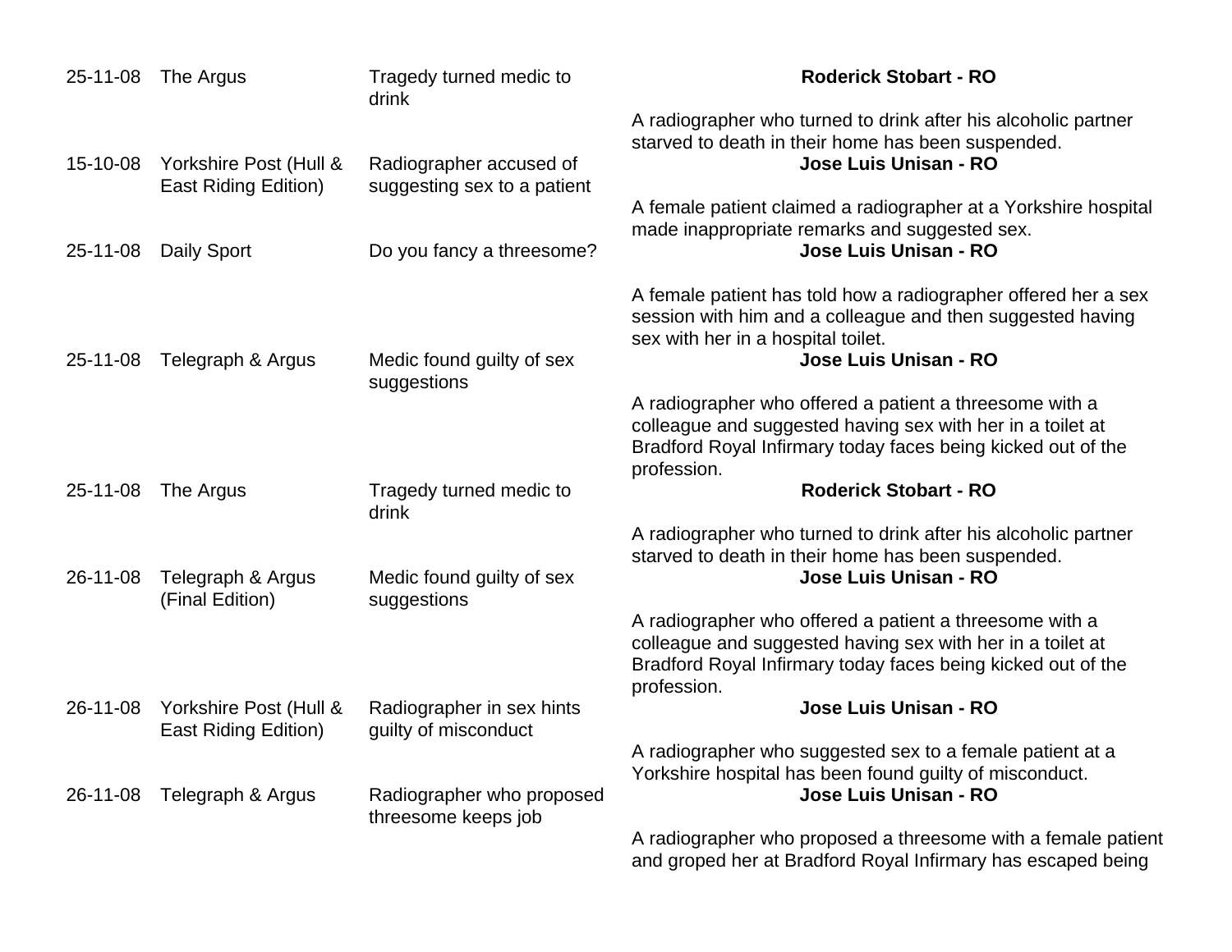| Date | Publication | Headline | Summary |
| --- | --- | --- | --- |
| 25-11-08 | The Argus | Tragedy turned medic to drink | **Roderick Stobart - RO** A radiographer who turned to drink after his alcoholic partner starved to death in their home has been suspended. |
| 15-10-08 | Yorkshire Post (Hull & East Riding Edition) | Radiographer accused of suggesting sex to a patient | **Jose Luis Unisan - RO** A female patient claimed a radiographer at a Yorkshire hospital made inappropriate remarks and suggested sex. |
| 25-11-08 | Daily Sport | Do you fancy a threesome? | **Jose Luis Unisan - RO** A female patient has told how a radiographer offered her a sex session with him and a colleague and then suggested having sex with her in a hospital toilet. |
| 25-11-08 | Telegraph & Argus | Medic found guilty of sex suggestions | **Jose Luis Unisan - RO** A radiographer who offered a patient a threesome with a colleague and suggested having sex with her in a toilet at Bradford Royal Infirmary today faces being kicked out of the profession. |
| 25-11-08 | The Argus | Tragedy turned medic to drink | **Roderick Stobart - RO** A radiographer who turned to drink after his alcoholic partner starved to death in their home has been suspended. |
| 26-11-08 | Telegraph & Argus (Final Edition) | Medic found guilty of sex suggestions | **Jose Luis Unisan - RO** A radiographer who offered a patient a threesome with a colleague and suggested having sex with her in a toilet at Bradford Royal Infirmary today faces being kicked out of the profession. |
| 26-11-08 | Yorkshire Post (Hull & East Riding Edition) | Radiographer in sex hints guilty of misconduct | **Jose Luis Unisan - RO** A radiographer who suggested sex to a female patient at a Yorkshire hospital has been found guilty of misconduct. |
| 26-11-08 | Telegraph & Argus | Radiographer who proposed threesome keeps job | **Jose Luis Unisan - RO** A radiographer who proposed a threesome with a female patient and groped her at Bradford Royal Infirmary has escaped being |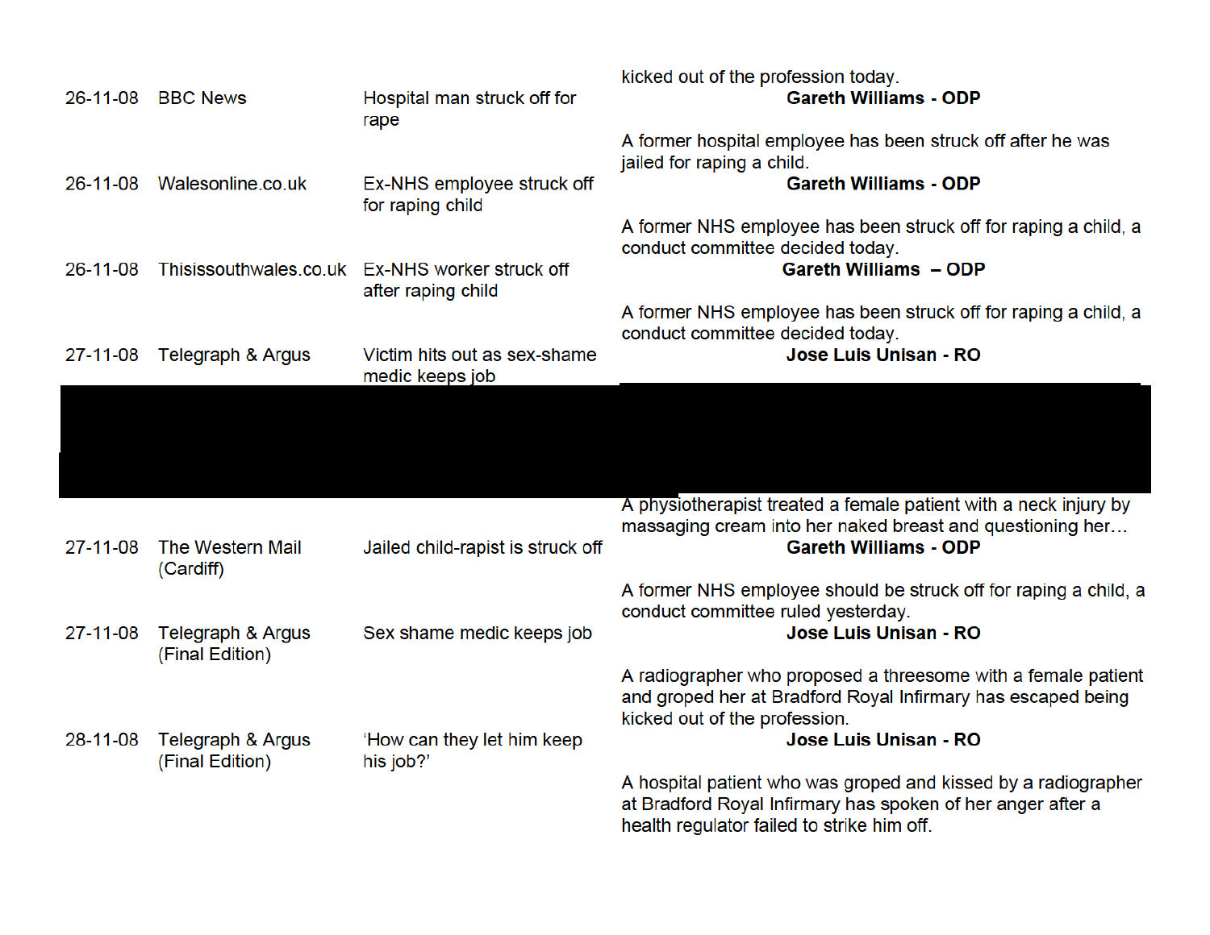| | | | |
|---|---|---|---|
| | | | kicked out of the profession today. |
| 26-11-08 | BBC News | Hospital man struck off for rape | **Gareth Williams - ODP**<br><br>A former hospital employee has been struck off after he was jailed for raping a child. |
| 26-11-08 | Walesonline.co.uk | Ex-NHS employee struck off for raping child | **Gareth Williams - ODP**<br><br>A former NHS employee has been struck off for raping a child, a conduct committee decided today. |
| 26-11-08 | Thisissouthwales.co.uk | Ex-NHS worker struck off after raping child | **Gareth Williams – ODP**<br><br>A former NHS employee has been struck off for raping a child, a conduct committee decided today. |
| 27-11-08 | Telegraph & Argus | Victim hits out as sex-shame medic keeps job | **Jose Luis Unisan - RO** |
| | | | |
| | | | A physiotherapist treated a female patient with a neck injury by massaging cream into her naked breast and questioning her… |
| 27-11-08 | The Western Mail (Cardiff) | Jailed child-rapist is struck off | **Gareth Williams - ODP**<br><br>A former NHS employee should be struck off for raping a child, a conduct committee ruled yesterday. |
| 27-11-08 | Telegraph & Argus (Final Edition) | Sex shame medic keeps job | **Jose Luis Unisan - RO**<br><br>A radiographer who proposed a threesome with a female patient and groped her at Bradford Royal Infirmary has escaped being kicked out of the profession. |
| 28-11-08 | Telegraph & Argus (Final Edition) | 'How can they let him keep his job?' | **Jose Luis Unisan - RO**<br><br>A hospital patient who was groped and kissed by a radiographer at Bradford Royal Infirmary has spoken of her anger after a health regulator failed to strike him off. |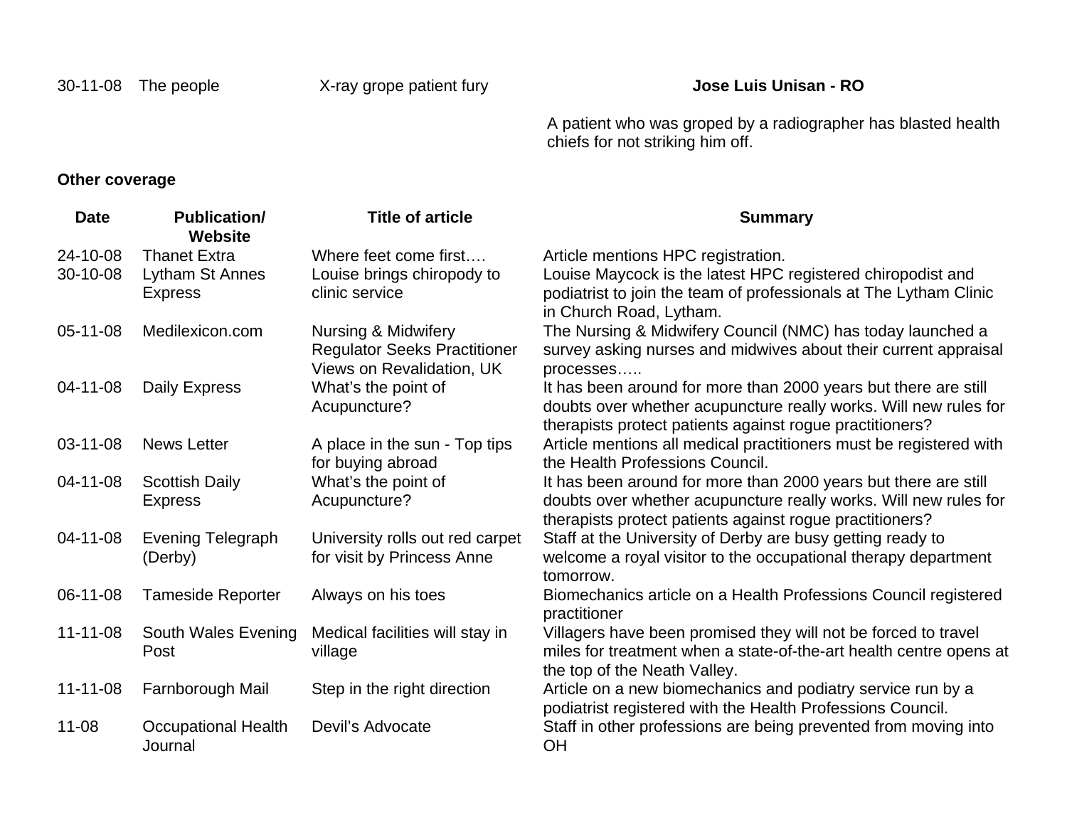| | | | |
|---|---|---|---|
| 30-11-08 | The people | X-ray grope patient fury | **Jose Luis Unisan - RO**<br><br>A patient who was groped by a radiographer has blasted health chiefs for not striking him off. |

**Other coverage**

| Date | Publication/ Website | Title of article | Summary |
|---|---|---|---|
| 24-10-08 | Thanet Extra | Where feet come first…. | Article mentions HPC registration. |
| 30-10-08 | Lytham St Annes Express | Louise brings chiropody to clinic service | Louise Maycock is the latest HPC registered chiropodist and podiatrist to join the team of professionals at The Lytham Clinic in Church Road, Lytham. |
| 05-11-08 | Medilexicon.com | Nursing & Midwifery Regulator Seeks Practitioner Views on Revalidation, UK | The Nursing & Midwifery Council (NMC) has today launched a survey asking nurses and midwives about their current appraisal processes….. |
| 04-11-08 | Daily Express | What's the point of Acupuncture? | It has been around for more than 2000 years but there are still doubts over whether acupuncture really works. Will new rules for therapists protect patients against rogue practitioners? |
| 03-11-08 | News Letter | A place in the sun - Top tips for buying abroad | Article mentions all medical practitioners must be registered with the Health Professions Council. |
| 04-11-08 | Scottish Daily Express | What's the point of Acupuncture? | It has been around for more than 2000 years but there are still doubts over whether acupuncture really works. Will new rules for therapists protect patients against rogue practitioners? |
| 04-11-08 | Evening Telegraph (Derby) | University rolls out red carpet for visit by Princess Anne | Staff at the University of Derby are busy getting ready to welcome a royal visitor to the occupational therapy department tomorrow. |
| 06-11-08 | Tameside Reporter | Always on his toes | Biomechanics article on a Health Professions Council registered practitioner |
| 11-11-08 | South Wales Evening Post | Medical facilities will stay in village | Villagers have been promised they will not be forced to travel miles for treatment when a state-of-the-art health centre opens at the top of the Neath Valley. |
| 11-11-08 | Farnborough Mail | Step in the right direction | Article on a new biomechanics and podiatry service run by a podiatrist registered with the Health Professions Council. |
| 11-08 | Occupational Health Journal | Devil's Advocate | Staff in other professions are being prevented from moving into OH |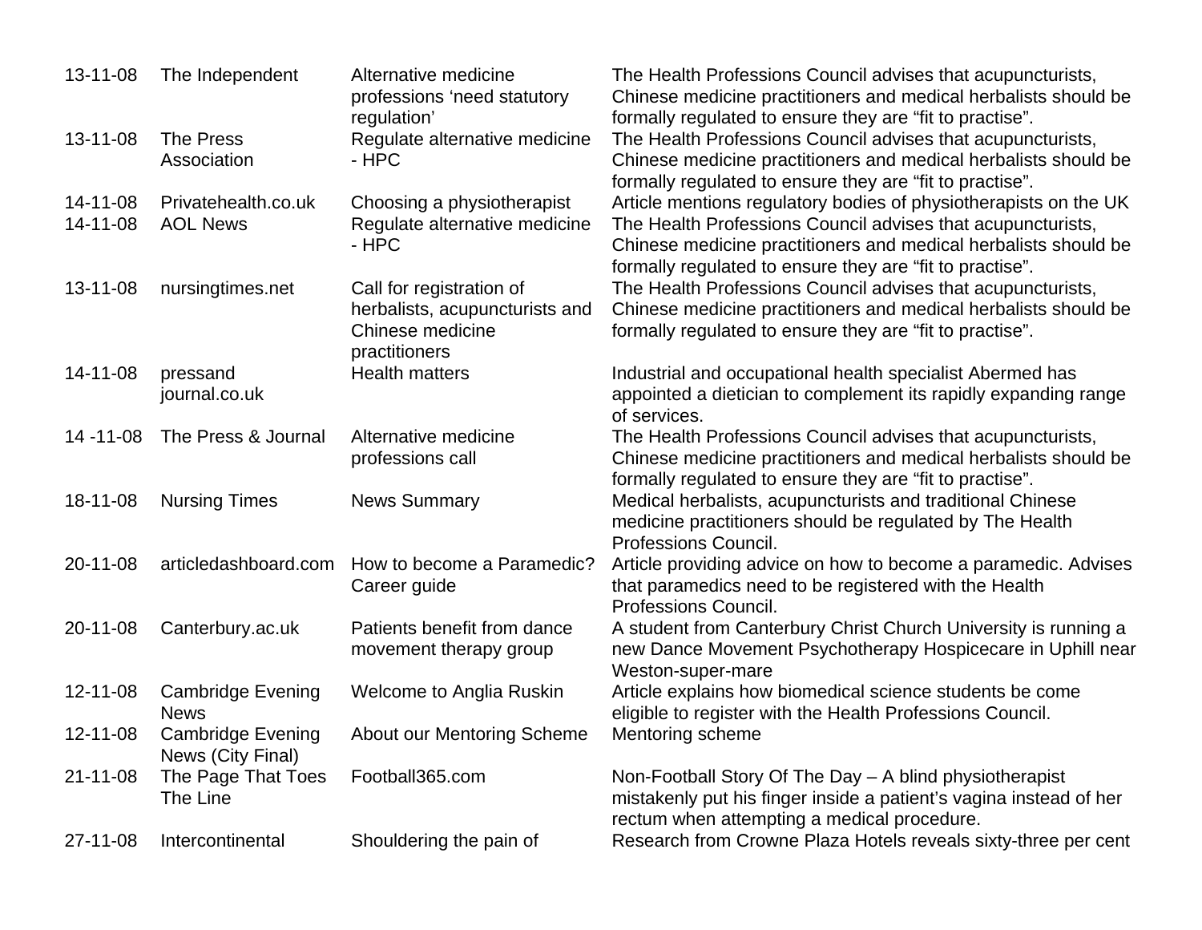| | | | |
|---|---|---|---|
| 13-11-08 | The Independent | Alternative medicine professions ‘need statutory regulation’ | The Health Professions Council advises that acupuncturists, Chinese medicine practitioners and medical herbalists should be formally regulated to ensure they are “fit to practise”. |
| 13-11-08 | The Press Association | Regulate alternative medicine - HPC | The Health Professions Council advises that acupuncturists, Chinese medicine practitioners and medical herbalists should be formally regulated to ensure they are “fit to practise”. |
| 14-11-08 | Privatehealth.co.uk | Choosing a physiotherapist | Article mentions regulatory bodies of physiotherapists on the UK |
| 14-11-08 | AOL News | Regulate alternative medicine - HPC | The Health Professions Council advises that acupuncturists, Chinese medicine practitioners and medical herbalists should be formally regulated to ensure they are “fit to practise”. |
| 13-11-08 | nursingtimes.net | Call for registration of herbalists, acupuncturists and Chinese medicine practitioners | The Health Professions Council advises that acupuncturists, Chinese medicine practitioners and medical herbalists should be formally regulated to ensure they are “fit to practise”. |
| 14-11-08 | pressand journal.co.uk | Health matters | Industrial and occupational health specialist Abermed has appointed a dietician to complement its rapidly expanding range of services. |
| 14 -11-08 | The Press & Journal | Alternative medicine professions call | The Health Professions Council advises that acupuncturists, Chinese medicine practitioners and medical herbalists should be formally regulated to ensure they are “fit to practise”. |
| 18-11-08 | Nursing Times | News Summary | Medical herbalists, acupuncturists and traditional Chinese medicine practitioners should be regulated by The Health Professions Council. |
| 20-11-08 | articledashboard.com | How to become a Paramedic? Career guide | Article providing advice on how to become a paramedic. Advises that paramedics need to be registered with the Health Professions Council. |
| 20-11-08 | Canterbury.ac.uk | Patients benefit from dance movement therapy group | A student from Canterbury Christ Church University is running a new Dance Movement Psychotherapy Hospicecare in Uphill near Weston-super-mare |
| 12-11-08 | Cambridge Evening News | Welcome to Anglia Ruskin | Article explains how biomedical science students be come eligible to register with the Health Professions Council. |
| 12-11-08 | Cambridge Evening News (City Final) | About our Mentoring Scheme | Mentoring scheme |
| 21-11-08 | The Page That Toes The Line | Football365.com | Non-Football Story Of The Day – A blind physiotherapist mistakenly put his finger inside a patient’s vagina instead of her rectum when attempting a medical procedure. |
| 27-11-08 | Intercontinental | Shouldering the pain of | Research from Crowne Plaza Hotels reveals sixty-three per cent |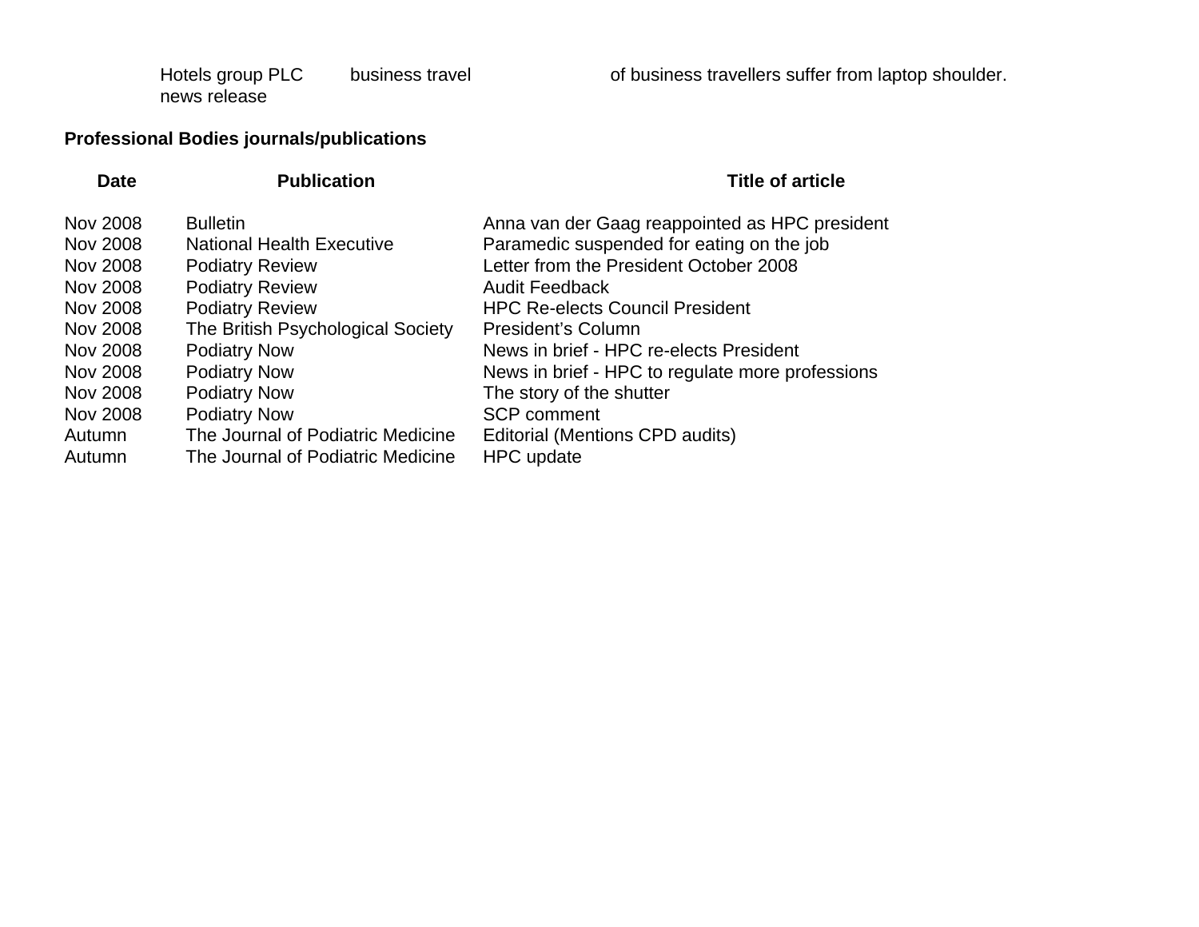| | Hotels group PLC news release | business travel | of business travellers suffer from laptop shoulder. |
|---|---|---|---|

**Professional Bodies journals/publications**

| Date | Publication | Title of article |
|---|---|---|
| Nov 2008 | Bulletin | Anna van der Gaag reappointed as HPC president |
| Nov 2008 | National Health Executive | Paramedic suspended for eating on the job |
| Nov 2008 | Podiatry Review | Letter from the President October 2008 |
| Nov 2008 | Podiatry Review | Audit Feedback |
| Nov 2008 | Podiatry Review | HPC Re-elects Council President |
| Nov 2008 | The British Psychological Society | President’s Column |
| Nov 2008 | Podiatry Now | News in brief - HPC re-elects President |
| Nov 2008 | Podiatry Now | News in brief - HPC to regulate more professions |
| Nov 2008 | Podiatry Now | The story of the shutter |
| Nov 2008 | Podiatry Now | SCP comment |
| Autumn | The Journal of Podiatric Medicine | Editorial (Mentions CPD audits) |
| Autumn | The Journal of Podiatric Medicine | HPC update |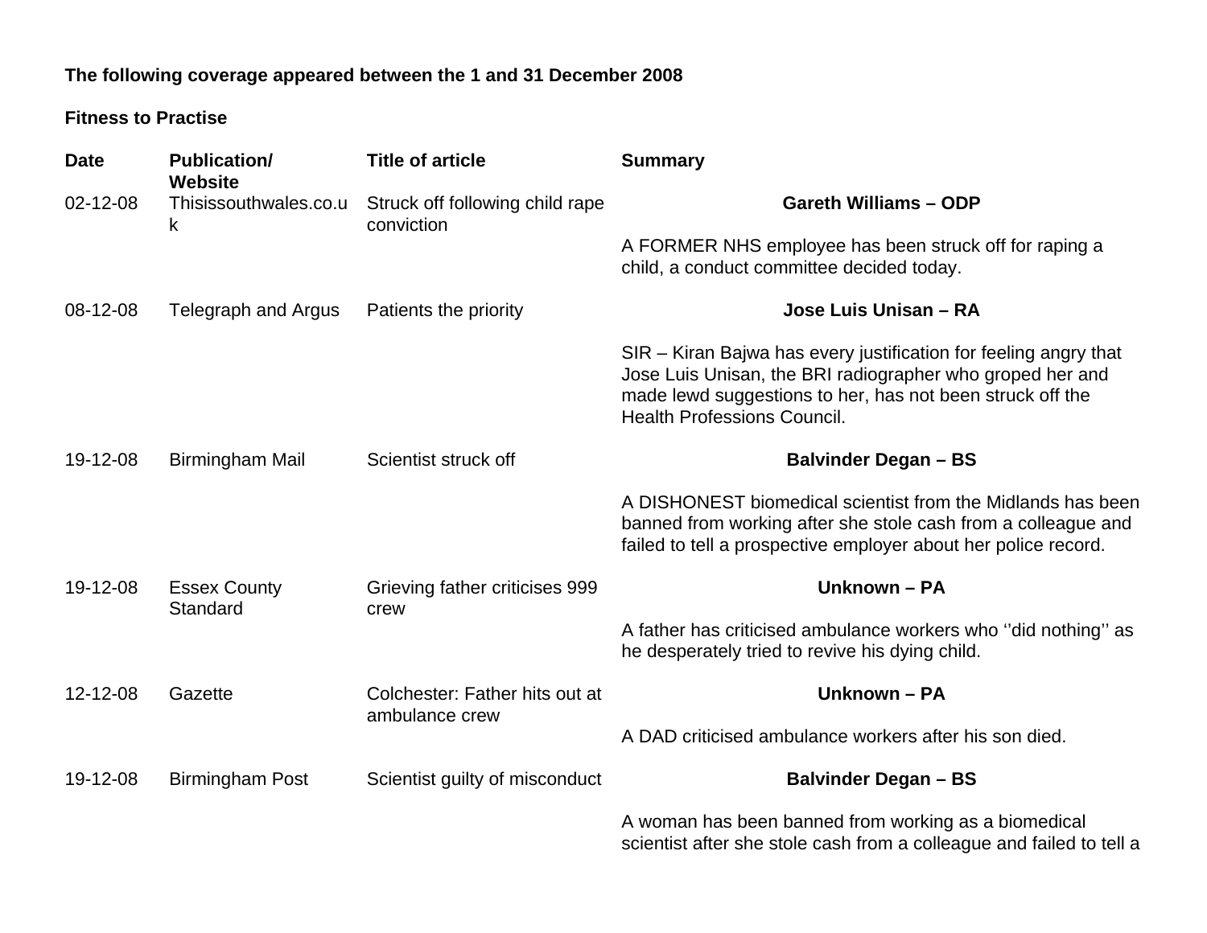**The following coverage appeared between the 1 and 31 December 2008**

**Fitness to Practise**

| Date | Publication/ Website | Title of article | Summary |
|---|---|---|---|
| 02-12-08 | Thisissouthwales.co.uk | Struck off following child rape conviction | **Gareth Williams – ODP**<br><br>A FORMER NHS employee has been struck off for raping a child, a conduct committee decided today. |
| 08-12-08 | Telegraph and Argus | Patients the priority | **Jose Luis Unisan – RA**<br><br>SIR – Kiran Bajwa has every justification for feeling angry that Jose Luis Unisan, the BRI radiographer who groped her and made lewd suggestions to her, has not been struck off the Health Professions Council. |
| 19-12-08 | Birmingham Mail | Scientist struck off | **Balvinder Degan – BS**<br><br>A DISHONEST biomedical scientist from the Midlands has been banned from working after she stole cash from a colleague and failed to tell a prospective employer about her police record. |
| 19-12-08 | Essex County Standard | Grieving father criticises 999 crew | **Unknown – PA**<br><br>A father has criticised ambulance workers who ''did nothing'' as he desperately tried to revive his dying child. |
| 12-12-08 | Gazette | Colchester: Father hits out at ambulance crew | **Unknown – PA**<br><br>A DAD criticised ambulance workers after his son died. |
| 19-12-08 | Birmingham Post | Scientist guilty of misconduct | **Balvinder Degan – BS**<br><br>A woman has been banned from working as a biomedical scientist after she stole cash from a colleague and failed to tell a |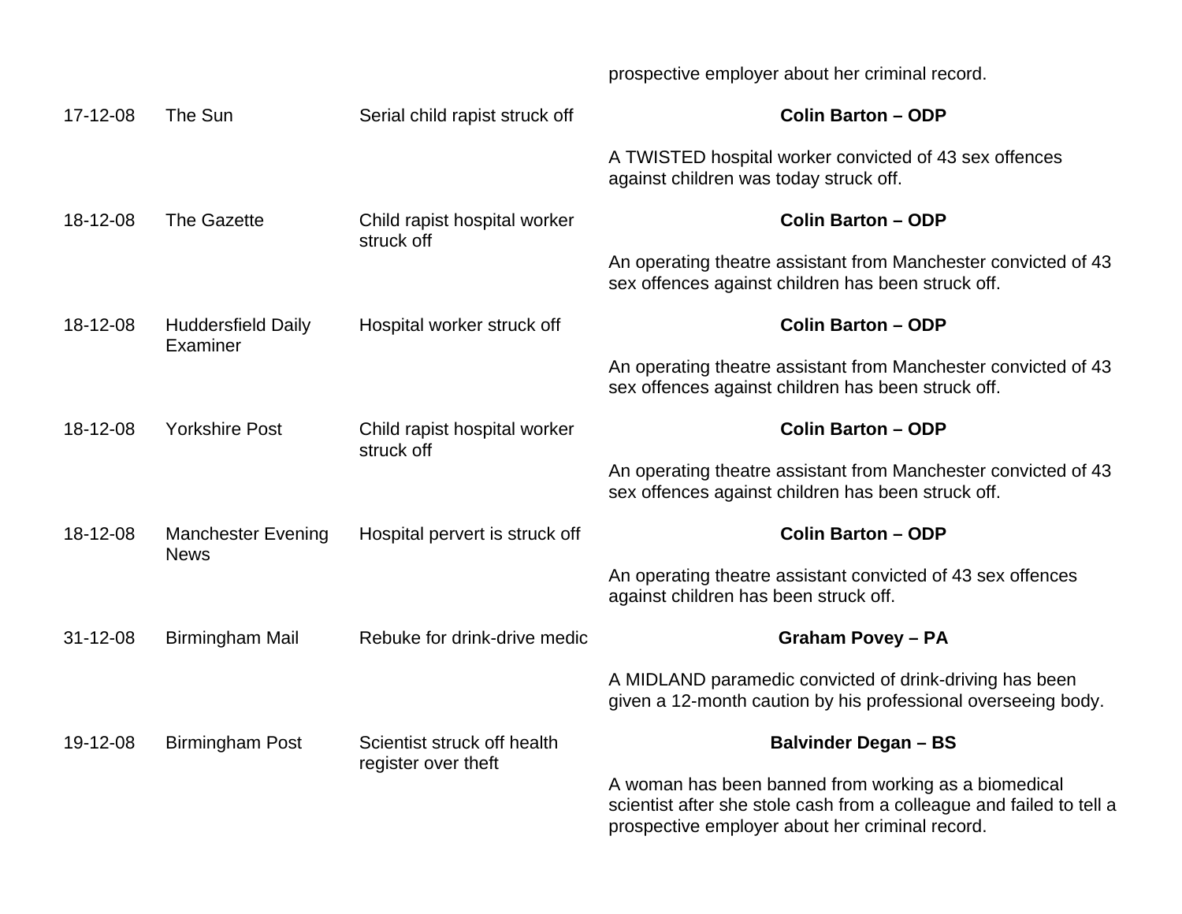prospective employer about her criminal record.

| | | | |
|---|---|---|---|
| 17-12-08 | The Sun | Serial child rapist struck off | **Colin Barton – ODP**<br><br>A TWISTED hospital worker convicted of 43 sex offences against children was today struck off. |
| 18-12-08 | The Gazette | Child rapist hospital worker struck off | **Colin Barton – ODP**<br><br>An operating theatre assistant from Manchester convicted of 43 sex offences against children has been struck off. |
| 18-12-08 | Huddersfield Daily Examiner | Hospital worker struck off | **Colin Barton – ODP**<br><br>An operating theatre assistant from Manchester convicted of 43 sex offences against children has been struck off. |
| 18-12-08 | Yorkshire Post | Child rapist hospital worker struck off | **Colin Barton – ODP**<br><br>An operating theatre assistant from Manchester convicted of 43 sex offences against children has been struck off. |
| 18-12-08 | Manchester Evening News | Hospital pervert is struck off | **Colin Barton – ODP**<br><br>An operating theatre assistant convicted of 43 sex offences against children has been struck off. |
| 31-12-08 | Birmingham Mail | Rebuke for drink-drive medic | **Graham Povey – PA**<br><br>A MIDLAND paramedic convicted of drink-driving has been given a 12-month caution by his professional overseeing body. |
| 19-12-08 | Birmingham Post | Scientist struck off health register over theft | **Balvinder Degan – BS**<br><br>A woman has been banned from working as a biomedical scientist after she stole cash from a colleague and failed to tell a prospective employer about her criminal record. |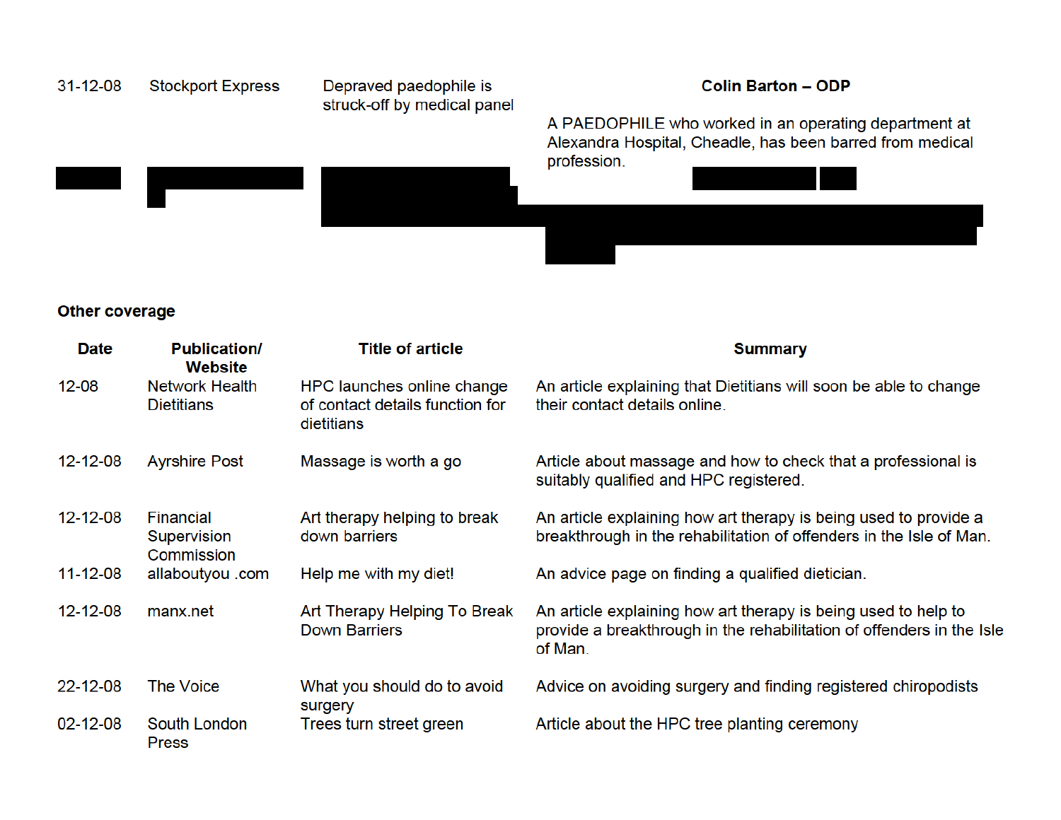| | | | |
|---|---|---|---|
| 31-12-08 | Stockport Express | Depraved paedophile is struck-off by medical panel | **Colin Barton – ODP**<br><br>A PAEDOPHILE who worked in an operating department at Alexandra Hospital, Cheadle, has been barred from medical profession. |

**Other coverage**

| Date | Publication/ Website | Title of article | Summary |
|---|---|---|---|
| 12-08 | Network Health Dietitians | HPC launches online change of contact details function for dietitians | An article explaining that Dietitians will soon be able to change their contact details online. |
| 12-12-08 | Ayrshire Post | Massage is worth a go | Article about massage and how to check that a professional is suitably qualified and HPC registered. |
| 12-12-08 | Financial Supervision Commission | Art therapy helping to break down barriers | An article explaining how art therapy is being used to provide a breakthrough in the rehabilitation of offenders in the Isle of Man. |
| 11-12-08 | allaboutyou .com | Help me with my diet! | An advice page on finding a qualified dietician. |
| 12-12-08 | manx.net | Art Therapy Helping To Break Down Barriers | An article explaining how art therapy is being used to help to provide a breakthrough in the rehabilitation of offenders in the Isle of Man. |
| 22-12-08 | The Voice | What you should do to avoid surgery | Advice on avoiding surgery and finding registered chiropodists |
| 02-12-08 | South London Press | Trees turn street green | Article about the HPC tree planting ceremony |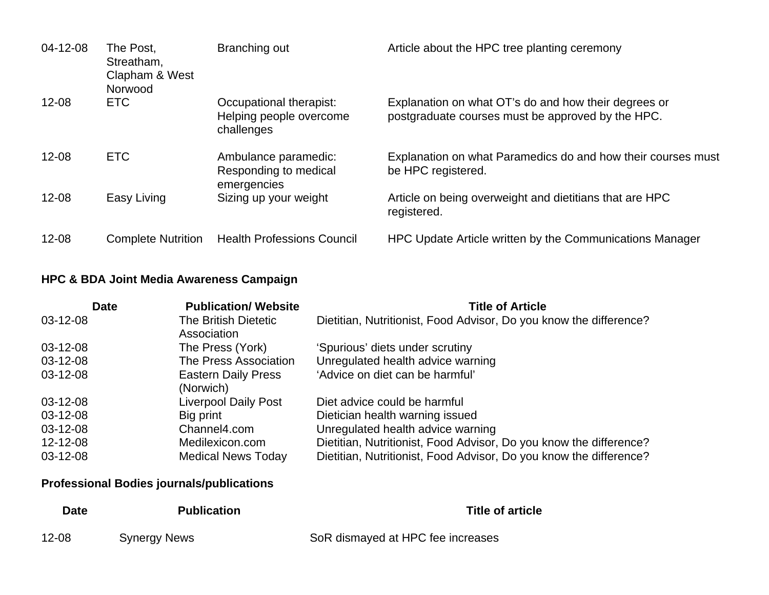| | | | |
|---|---|---|---|
| 04-12-08 | The Post, Streatham, Clapham & West Norwood | Branching out | Article about the HPC tree planting ceremony |
| 12-08 | ETC | Occupational therapist: Helping people overcome challenges | Explanation on what OT's do and how their degrees or postgraduate courses must be approved by the HPC. |
| 12-08 | ETC | Ambulance paramedic: Responding to medical emergencies | Explanation on what Paramedics do and how their courses must be HPC registered. |
| 12-08 | Easy Living | Sizing up your weight | Article on being overweight and dietitians that are HPC registered. |
| 12-08 | Complete Nutrition | Health Professions Council | HPC Update Article written by the Communications Manager |

**HPC & BDA Joint Media Awareness Campaign**

| Date | Publication/ Website | Title of Article |
|---|---|---|
| 03-12-08 | The British Dietetic Association | Dietitian, Nutritionist, Food Advisor, Do you know the difference? |
| 03-12-08 | The Press (York) | 'Spurious' diets under scrutiny |
| 03-12-08 | The Press Association | Unregulated health advice warning |
| 03-12-08 | Eastern Daily Press (Norwich) | 'Advice on diet can be harmful' |
| 03-12-08 | Liverpool Daily Post | Diet advice could be harmful |
| 03-12-08 | Big print | Dietician health warning issued |
| 03-12-08 | Channel4.com | Unregulated health advice warning |
| 12-12-08 | Medilexicon.com | Dietitian, Nutritionist, Food Advisor, Do you know the difference? |
| 03-12-08 | Medical News Today | Dietitian, Nutritionist, Food Advisor, Do you know the difference? |

**Professional Bodies journals/publications**

| Date | Publication | Title of article |
|---|---|---|
| 12-08 | Synergy News | SoR dismayed at HPC fee increases |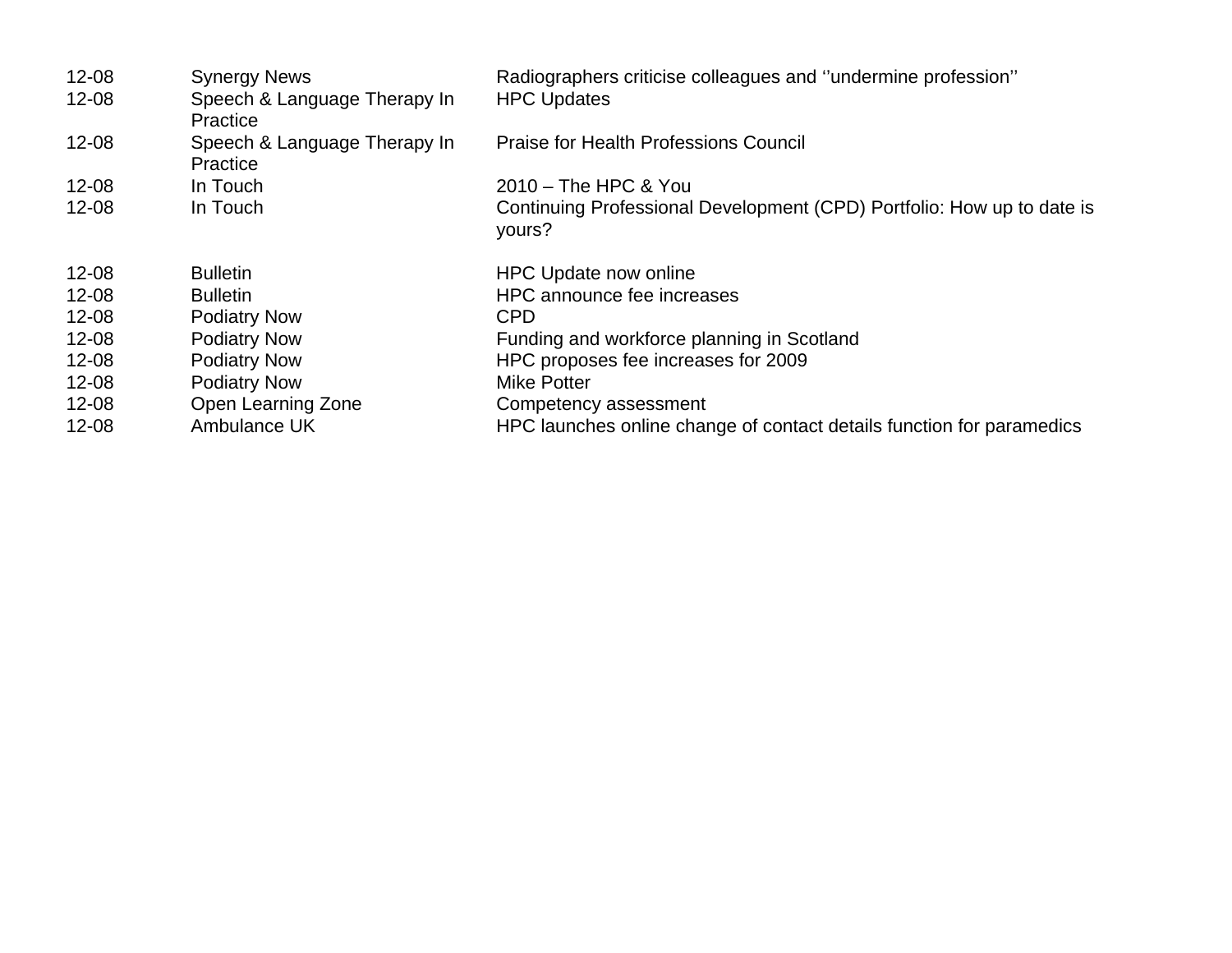| | | |
|---|---|---|
| 12-08 | Synergy News | Radiographers criticise colleagues and ‘’undermine profession’’ |
| 12-08 | Speech & Language Therapy In Practice | HPC Updates |
| 12-08 | Speech & Language Therapy In Practice | Praise for Health Professions Council |
| 12-08 | In Touch | 2010 – The HPC & You |
| 12-08 | In Touch | Continuing Professional Development (CPD) Portfolio: How up to date is yours? |
| 12-08 | Bulletin | HPC Update now online |
| 12-08 | Bulletin | HPC announce fee increases |
| 12-08 | Podiatry Now | CPD |
| 12-08 | Podiatry Now | Funding and workforce planning in Scotland |
| 12-08 | Podiatry Now | HPC proposes fee increases for 2009 |
| 12-08 | Podiatry Now | Mike Potter |
| 12-08 | Open Learning Zone | Competency assessment |
| 12-08 | Ambulance UK | HPC launches online change of contact details function for paramedics |